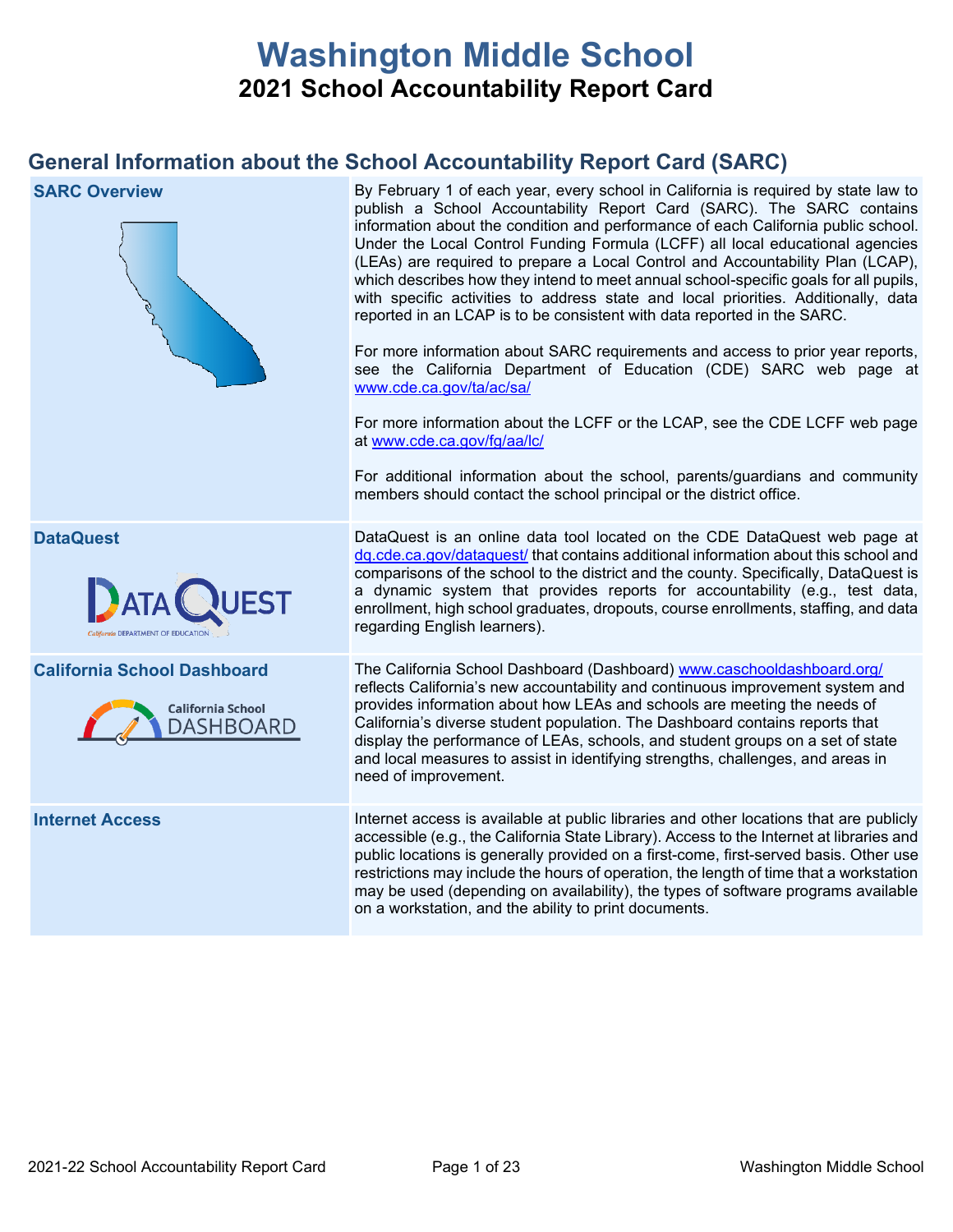# Washington Middle School

## 2021 School Accountability Report Card

## General Information about the School Accountability Report Card (SARC)

| | |
|---|---|
| **SARC Overview** | By February 1 of each year, every school in California is required by state law to publish a School Accountability Report Card (SARC). The SARC contains information about the condition and performance of each California public school. Under the Local Control Funding Formula (LCFF) all local educational agencies (LEAs) are required to prepare a Local Control and Accountability Plan (LCAP), which describes how they intend to meet annual school-specific goals for all pupils, with specific activities to address state and local priorities. Additionally, data reported in an LCAP is to be consistent with data reported in the SARC.<br><br>For more information about SARC requirements and access to prior year reports, see the California Department of Education (CDE) SARC web page at www.cde.ca.gov/ta/ac/sa/<br><br>For more information about the LCFF or the LCAP, see the CDE LCFF web page at www.cde.ca.gov/fg/aa/lc/<br><br>For additional information about the school, parents/guardians and community members should contact the school principal or the district office. |
| **DataQuest** | DataQuest is an online data tool located on the CDE DataQuest web page at dq.cde.ca.gov/dataquest/ that contains additional information about this school and comparisons of the school to the district and the county. Specifically, DataQuest is a dynamic system that provides reports for accountability (e.g., test data, enrollment, high school graduates, dropouts, course enrollments, staffing, and data regarding English learners). |
| **California School Dashboard** | The California School Dashboard (Dashboard) www.caschooldashboard.org/ reflects California's new accountability and continuous improvement system and provides information about how LEAs and schools are meeting the needs of California's diverse student population. The Dashboard contains reports that display the performance of LEAs, schools, and student groups on a set of state and local measures to assist in identifying strengths, challenges, and areas in need of improvement. |
| **Internet Access** | Internet access is available at public libraries and other locations that are publicly accessible (e.g., the California State Library). Access to the Internet at libraries and public locations is generally provided on a first-come, first-served basis. Other use restrictions may include the hours of operation, the length of time that a workstation may be used (depending on availability), the types of software programs available on a workstation, and the ability to print documents. |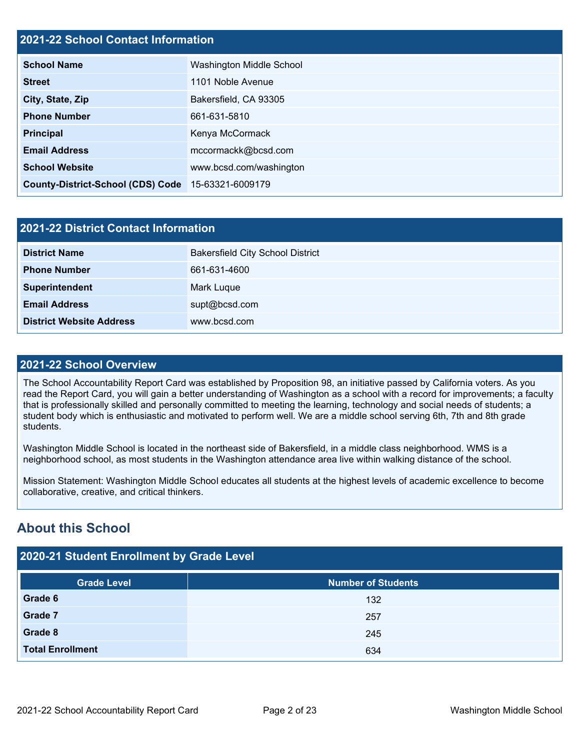## 2021-22 School Contact Information

| | |
|---|---|
| **School Name** | Washington Middle School |
| **Street** | 1101 Noble Avenue |
| **City, State, Zip** | Bakersfield, CA 93305 |
| **Phone Number** | 661-631-5810 |
| **Principal** | Kenya McCormack |
| **Email Address** | mccormackk@bcsd.com |
| **School Website** | www.bcsd.com/washington |
| **County-District-School (CDS) Code** | 15-63321-6009179 |

## 2021-22 District Contact Information

| | |
|---|---|
| **District Name** | Bakersfield City School District |
| **Phone Number** | 661-631-4600 |
| **Superintendent** | Mark Luque |
| **Email Address** | supt@bcsd.com |
| **District Website Address** | www.bcsd.com |

## 2021-22 School Overview

The School Accountability Report Card was established by Proposition 98, an initiative passed by California voters. As you read the Report Card, you will gain a better understanding of Washington as a school with a record for improvements; a faculty that is professionally skilled and personally committed to meeting the learning, technology and social needs of students; a student body which is enthusiastic and motivated to perform well. We are a middle school serving 6th, 7th and 8th grade students.

Washington Middle School is located in the northeast side of Bakersfield, in a middle class neighborhood. WMS is a neighborhood school, as most students in the Washington attendance area live within walking distance of the school.

Mission Statement: Washington Middle School educates all students at the highest levels of academic excellence to become collaborative, creative, and critical thinkers.

# About this School

## 2020-21 Student Enrollment by Grade Level

| Grade Level | Number of Students |
|---|---|
| **Grade 6** | 132 |
| **Grade 7** | 257 |
| **Grade 8** | 245 |
| **Total Enrollment** | 634 |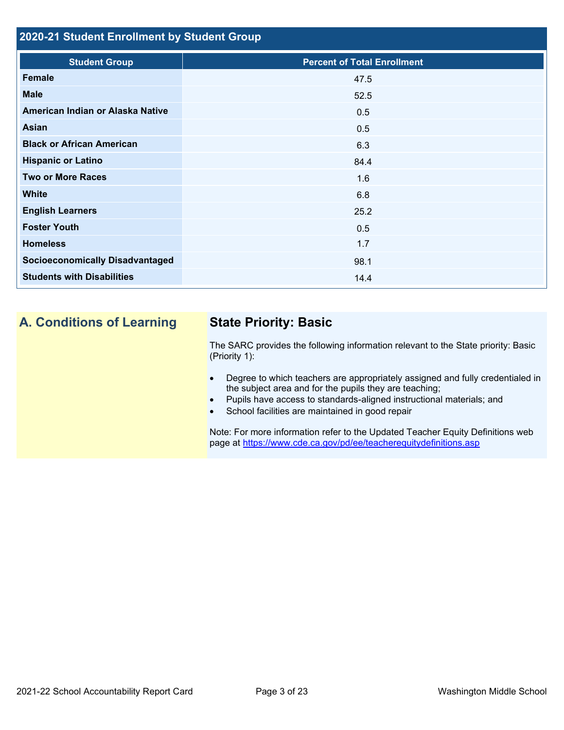## 2020-21 Student Enrollment by Student Group

| Student Group | Percent of Total Enrollment |
| --- | --- |
| Female | 47.5 |
| Male | 52.5 |
| American Indian or Alaska Native | 0.5 |
| Asian | 0.5 |
| Black or African American | 6.3 |
| Hispanic or Latino | 84.4 |
| Two or More Races | 1.6 |
| White | 6.8 |
| English Learners | 25.2 |
| Foster Youth | 0.5 |
| Homeless | 1.7 |
| Socioeconomically Disadvantaged | 98.1 |
| Students with Disabilities | 14.4 |

## A. Conditions of Learning

### State Priority: Basic

The SARC provides the following information relevant to the State priority: Basic (Priority 1):

- Degree to which teachers are appropriately assigned and fully credentialed in the subject area and for the pupils they are teaching;
- Pupils have access to standards-aligned instructional materials; and
- School facilities are maintained in good repair

Note: For more information refer to the Updated Teacher Equity Definitions web page at https://www.cde.ca.gov/pd/ee/teacherequitydefinitions.asp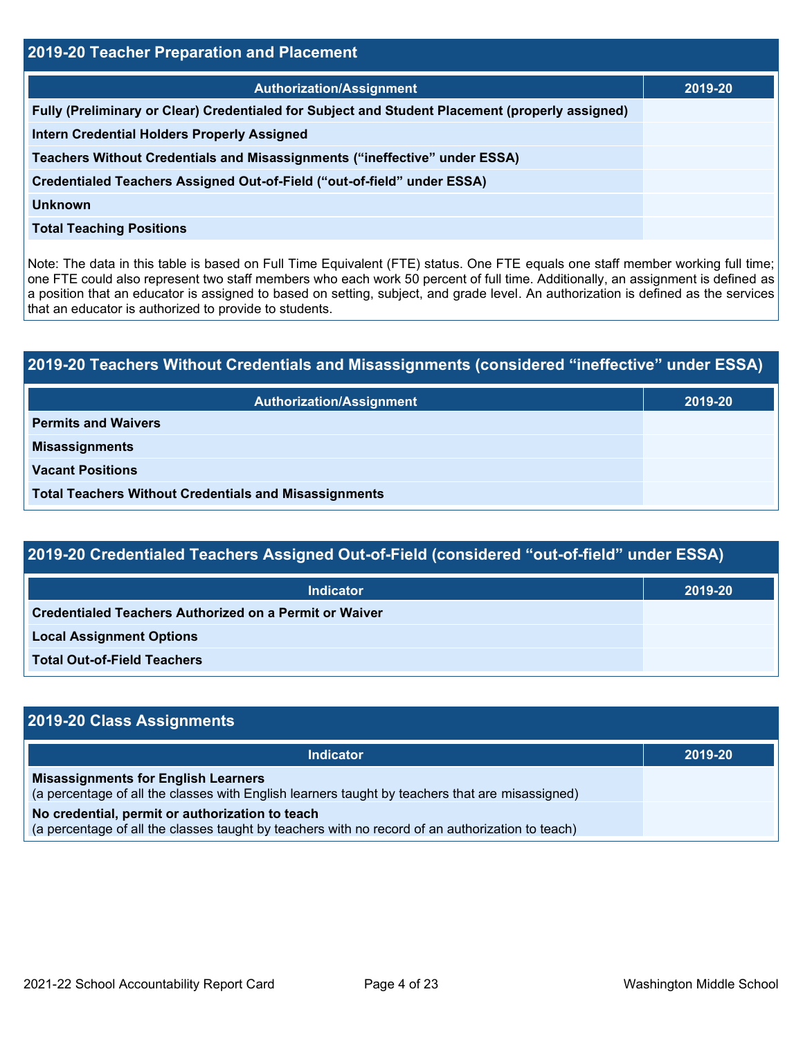## 2019-20 Teacher Preparation and Placement

| Authorization/Assignment | 2019-20 |
|---|---|
| Fully (Preliminary or Clear) Credentialed for Subject and Student Placement (properly assigned) | |
| Intern Credential Holders Properly Assigned | |
| Teachers Without Credentials and Misassignments ("ineffective" under ESSA) | |
| Credentialed Teachers Assigned Out-of-Field ("out-of-field" under ESSA) | |
| Unknown | |
| Total Teaching Positions | |

Note: The data in this table is based on Full Time Equivalent (FTE) status. One FTE equals one staff member working full time; one FTE could also represent two staff members who each work 50 percent of full time. Additionally, an assignment is defined as a position that an educator is assigned to based on setting, subject, and grade level. An authorization is defined as the services that an educator is authorized to provide to students.

## 2019-20 Teachers Without Credentials and Misassignments (considered "ineffective" under ESSA)

| Authorization/Assignment | 2019-20 |
|---|---|
| Permits and Waivers | |
| Misassignments | |
| Vacant Positions | |
| Total Teachers Without Credentials and Misassignments | |

## 2019-20 Credentialed Teachers Assigned Out-of-Field (considered "out-of-field" under ESSA)

| Indicator | 2019-20 |
|---|---|
| Credentialed Teachers Authorized on a Permit or Waiver | |
| Local Assignment Options | |
| Total Out-of-Field Teachers | |

## 2019-20 Class Assignments

| Indicator | 2019-20 |
|---|---|
| **Misassignments for English Learners** (a percentage of all the classes with English learners taught by teachers that are misassigned) | |
| **No credential, permit or authorization to teach** (a percentage of all the classes taught by teachers with no record of an authorization to teach) | |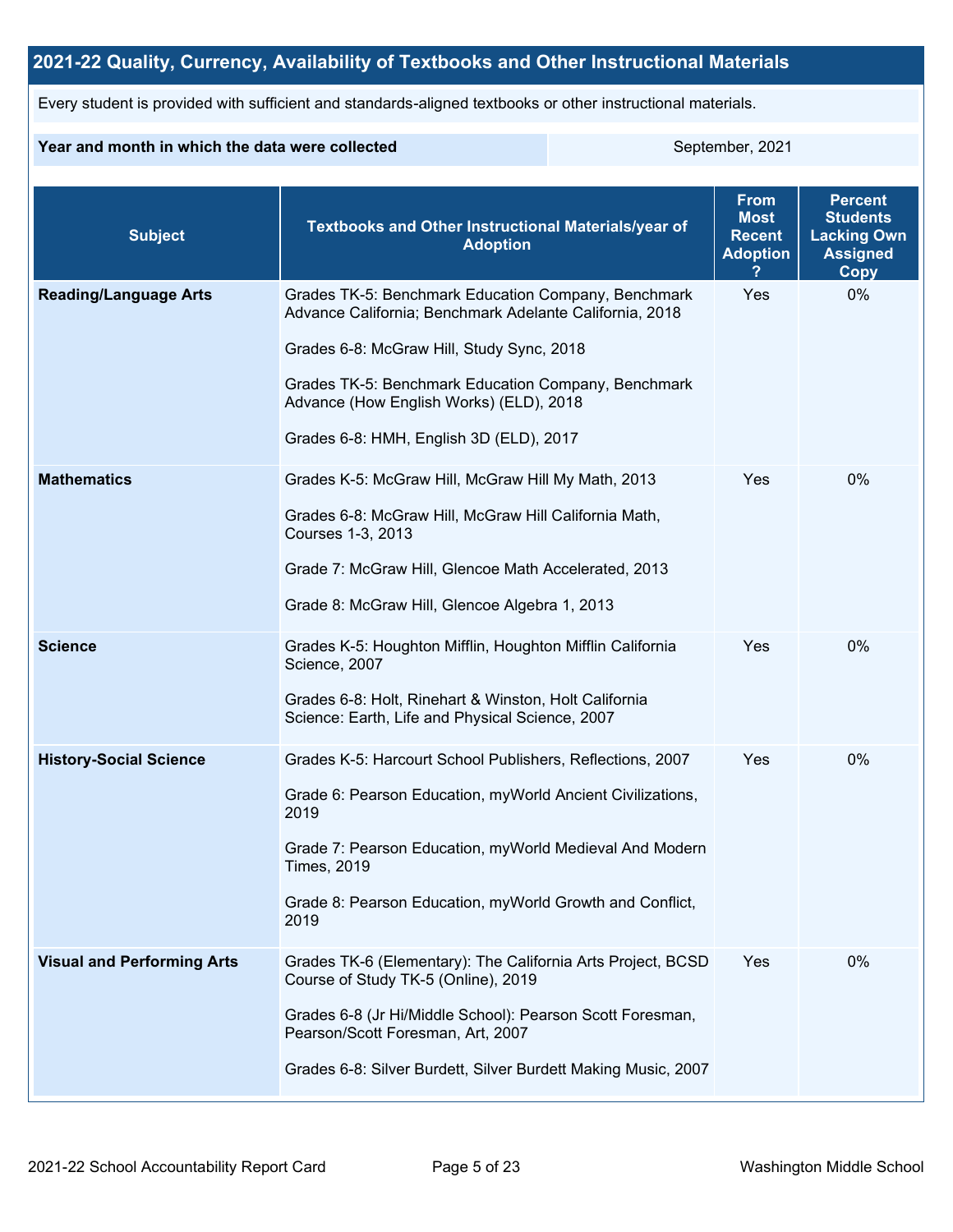## 2021-22 Quality, Currency, Availability of Textbooks and Other Instructional Materials

Every student is provided with sufficient and standards-aligned textbooks or other instructional materials.

| Year and month in which the data were collected | September, 2021 |
|---|---|

| Subject | Textbooks and Other Instructional Materials/year of Adoption | From Most Recent Adoption ? | Percent Students Lacking Own Assigned Copy |
|---|---|---|---|
| **Reading/Language Arts** | Grades TK-5: Benchmark Education Company, Benchmark Advance California; Benchmark Adelante California, 2018<br><br>Grades 6-8: McGraw Hill, Study Sync, 2018<br><br>Grades TK-5: Benchmark Education Company, Benchmark Advance (How English Works) (ELD), 2018<br><br>Grades 6-8: HMH, English 3D (ELD), 2017 | Yes | 0% |
| **Mathematics** | Grades K-5: McGraw Hill, McGraw Hill My Math, 2013<br><br>Grades 6-8: McGraw Hill, McGraw Hill California Math, Courses 1-3, 2013<br><br>Grade 7: McGraw Hill, Glencoe Math Accelerated, 2013<br><br>Grade 8: McGraw Hill, Glencoe Algebra 1, 2013 | Yes | 0% |
| **Science** | Grades K-5: Houghton Mifflin, Houghton Mifflin California Science, 2007<br><br>Grades 6-8: Holt, Rinehart & Winston, Holt California Science: Earth, Life and Physical Science, 2007 | Yes | 0% |
| **History-Social Science** | Grades K-5: Harcourt School Publishers, Reflections, 2007<br><br>Grade 6: Pearson Education, myWorld Ancient Civilizations, 2019<br><br>Grade 7: Pearson Education, myWorld Medieval And Modern Times, 2019<br><br>Grade 8: Pearson Education, myWorld Growth and Conflict, 2019 | Yes | 0% |
| **Visual and Performing Arts** | Grades TK-6 (Elementary): The California Arts Project, BCSD Course of Study TK-5 (Online), 2019<br><br>Grades 6-8 (Jr Hi/Middle School): Pearson Scott Foresman, Pearson/Scott Foresman, Art, 2007<br><br>Grades 6-8: Silver Burdett, Silver Burdett Making Music, 2007 | Yes | 0% |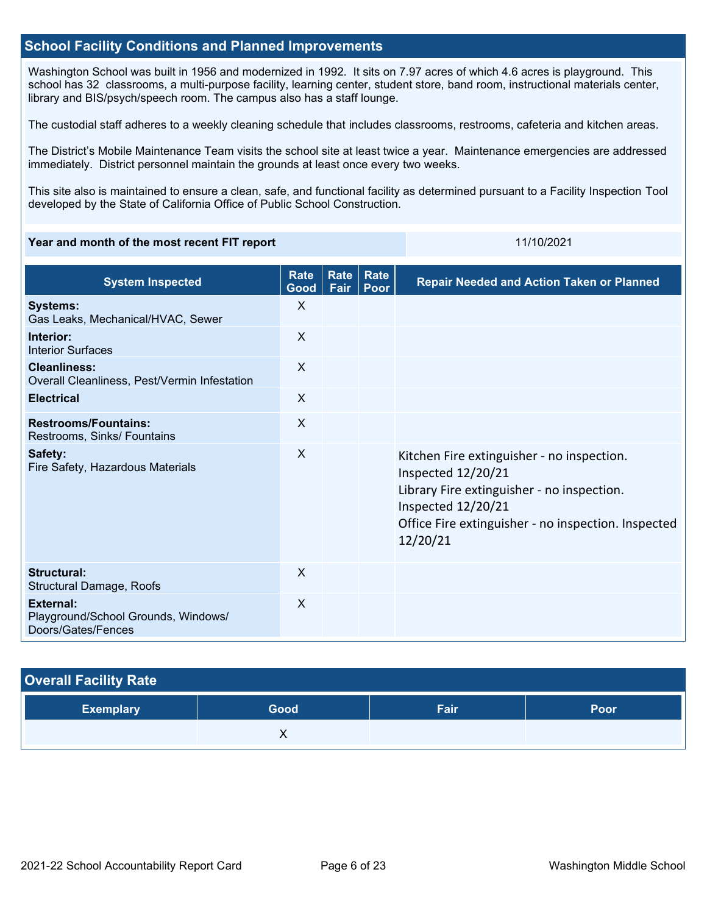## School Facility Conditions and Planned Improvements

Washington School was built in 1956 and modernized in 1992. It sits on 7.97 acres of which 4.6 acres is playground. This school has 32 classrooms, a multi-purpose facility, learning center, student store, band room, instructional materials center, library and BIS/psych/speech room. The campus also has a staff lounge.

The custodial staff adheres to a weekly cleaning schedule that includes classrooms, restrooms, cafeteria and kitchen areas.

The District's Mobile Maintenance Team visits the school site at least twice a year. Maintenance emergencies are addressed immediately. District personnel maintain the grounds at least once every two weeks.

This site also is maintained to ensure a clean, safe, and functional facility as determined pursuant to a Facility Inspection Tool developed by the State of California Office of Public School Construction.

| Year and month of the most recent FIT report | 11/10/2021 |
|---|---|

| System Inspected | Rate Good | Rate Fair | Rate Poor | Repair Needed and Action Taken or Planned |
|---|---|---|---|---|
| **Systems:** Gas Leaks, Mechanical/HVAC, Sewer | X | | | |
| **Interior:** Interior Surfaces | X | | | |
| **Cleanliness:** Overall Cleanliness, Pest/Vermin Infestation | X | | | |
| **Electrical** | X | | | |
| **Restrooms/Fountains:** Restrooms, Sinks/ Fountains | X | | | |
| **Safety:** Fire Safety, Hazardous Materials | X | | | Kitchen Fire extinguisher - no inspection. Inspected 12/20/21 Library Fire extinguisher - no inspection. Inspected 12/20/21 Office Fire extinguisher - no inspection. Inspected 12/20/21 |
| **Structural:** Structural Damage, Roofs | X | | | |
| **External:** Playground/School Grounds, Windows/ Doors/Gates/Fences | X | | | |

## Overall Facility Rate

| Exemplary | Good | Fair | Poor |
|---|---|---|---|
| | X | | |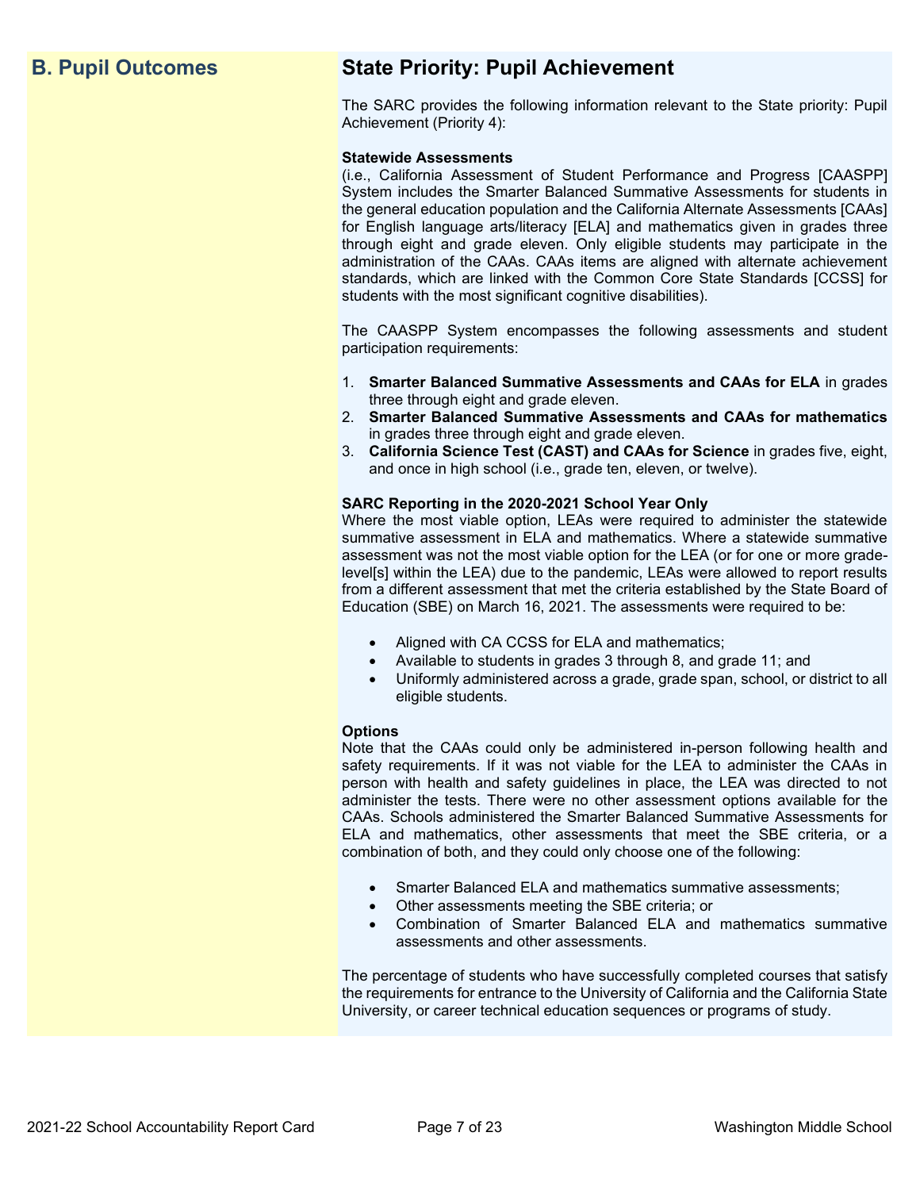## B. Pupil Outcomes

## State Priority: Pupil Achievement

The SARC provides the following information relevant to the State priority: Pupil Achievement (Priority 4):

**Statewide Assessments**
(i.e., California Assessment of Student Performance and Progress [CAASPP] System includes the Smarter Balanced Summative Assessments for students in the general education population and the California Alternate Assessments [CAAs] for English language arts/literacy [ELA] and mathematics given in grades three through eight and grade eleven. Only eligible students may participate in the administration of the CAAs. CAAs items are aligned with alternate achievement standards, which are linked with the Common Core State Standards [CCSS] for students with the most significant cognitive disabilities).

The CAASPP System encompasses the following assessments and student participation requirements:

1. **Smarter Balanced Summative Assessments and CAAs for ELA** in grades three through eight and grade eleven.
2. **Smarter Balanced Summative Assessments and CAAs for mathematics** in grades three through eight and grade eleven.
3. **California Science Test (CAST) and CAAs for Science** in grades five, eight, and once in high school (i.e., grade ten, eleven, or twelve).

**SARC Reporting in the 2020-2021 School Year Only**
Where the most viable option, LEAs were required to administer the statewide summative assessment in ELA and mathematics. Where a statewide summative assessment was not the most viable option for the LEA (or for one or more grade-level[s] within the LEA) due to the pandemic, LEAs were allowed to report results from a different assessment that met the criteria established by the State Board of Education (SBE) on March 16, 2021. The assessments were required to be:

- Aligned with CA CCSS for ELA and mathematics;
- Available to students in grades 3 through 8, and grade 11; and
- Uniformly administered across a grade, grade span, school, or district to all eligible students.

**Options**
Note that the CAAs could only be administered in-person following health and safety requirements. If it was not viable for the LEA to administer the CAAs in person with health and safety guidelines in place, the LEA was directed to not administer the tests. There were no other assessment options available for the CAAs. Schools administered the Smarter Balanced Summative Assessments for ELA and mathematics, other assessments that meet the SBE criteria, or a combination of both, and they could only choose one of the following:

- Smarter Balanced ELA and mathematics summative assessments;
- Other assessments meeting the SBE criteria; or
- Combination of Smarter Balanced ELA and mathematics summative assessments and other assessments.

The percentage of students who have successfully completed courses that satisfy the requirements for entrance to the University of California and the California State University, or career technical education sequences or programs of study.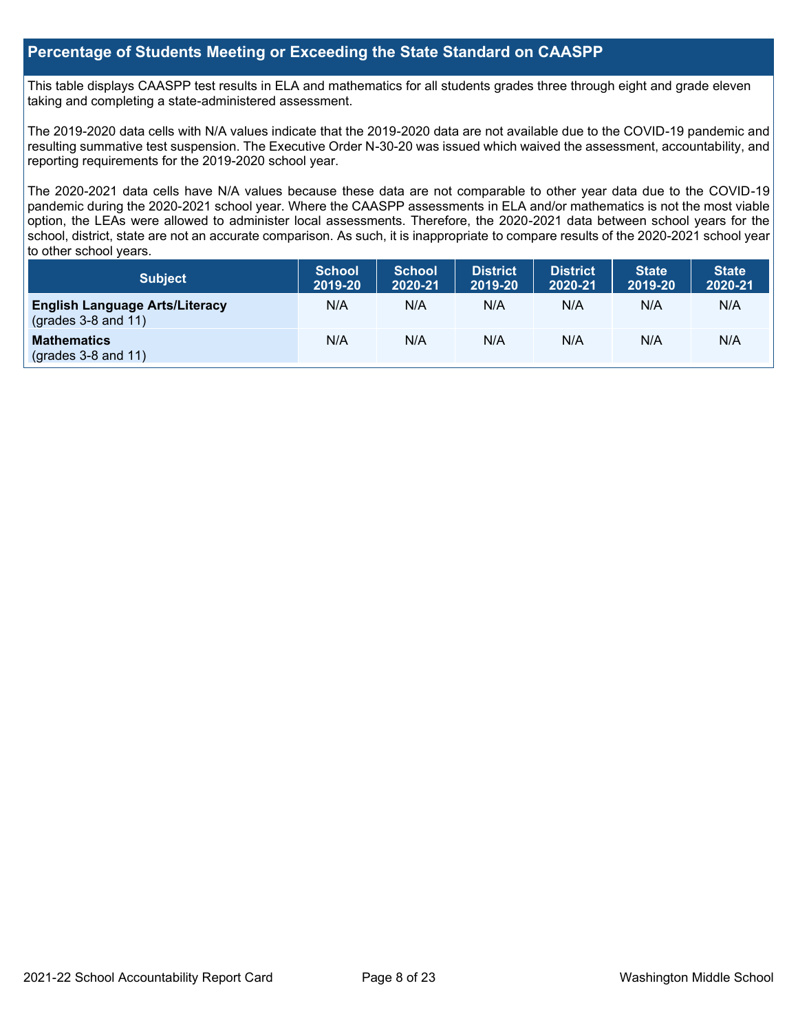## Percentage of Students Meeting or Exceeding the State Standard on CAASPP

This table displays CAASPP test results in ELA and mathematics for all students grades three through eight and grade eleven taking and completing a state-administered assessment.

The 2019-2020 data cells with N/A values indicate that the 2019-2020 data are not available due to the COVID-19 pandemic and resulting summative test suspension. The Executive Order N-30-20 was issued which waived the assessment, accountability, and reporting requirements for the 2019-2020 school year.

The 2020-2021 data cells have N/A values because these data are not comparable to other year data due to the COVID-19 pandemic during the 2020-2021 school year. Where the CAASPP assessments in ELA and/or mathematics is not the most viable option, the LEAs were allowed to administer local assessments. Therefore, the 2020-2021 data between school years for the school, district, state are not an accurate comparison. As such, it is inappropriate to compare results of the 2020-2021 school year to other school years.

| Subject | School 2019-20 | School 2020-21 | District 2019-20 | District 2020-21 | State 2019-20 | State 2020-21 |
|---|---|---|---|---|---|---|
| **English Language Arts/Literacy** (grades 3-8 and 11) | N/A | N/A | N/A | N/A | N/A | N/A |
| **Mathematics** (grades 3-8 and 11) | N/A | N/A | N/A | N/A | N/A | N/A |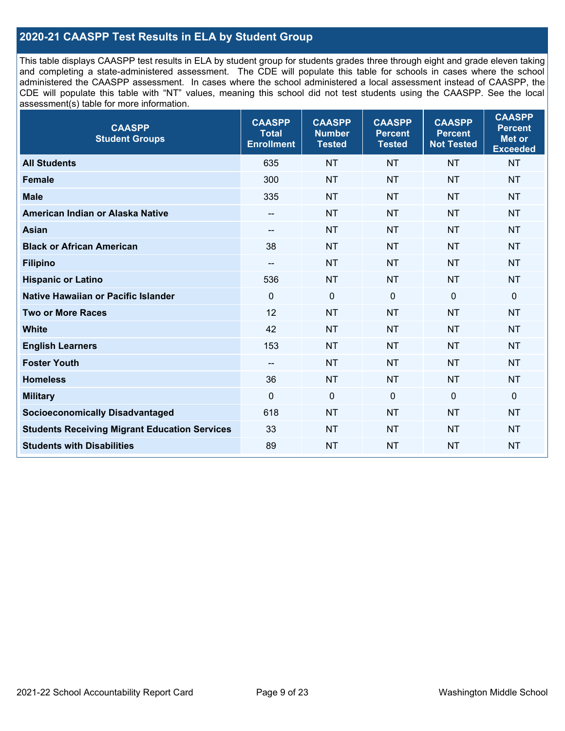## 2020-21 CAASPP Test Results in ELA by Student Group

This table displays CAASPP test results in ELA by student group for students grades three through eight and grade eleven taking and completing a state-administered assessment. The CDE will populate this table for schools in cases where the school administered the CAASPP assessment. In cases where the school administered a local assessment instead of CAASPP, the CDE will populate this table with "NT" values, meaning this school did not test students using the CAASPP. See the local assessment(s) table for more information.

| CAASPP Student Groups | CAASPP Total Enrollment | CAASPP Number Tested | CAASPP Percent Tested | CAASPP Percent Not Tested | CAASPP Percent Met or Exceeded |
|---|---|---|---|---|---|
| **All Students** | 635 | NT | NT | NT | NT |
| **Female** | 300 | NT | NT | NT | NT |
| **Male** | 335 | NT | NT | NT | NT |
| **American Indian or Alaska Native** | -- | NT | NT | NT | NT |
| **Asian** | -- | NT | NT | NT | NT |
| **Black or African American** | 38 | NT | NT | NT | NT |
| **Filipino** | -- | NT | NT | NT | NT |
| **Hispanic or Latino** | 536 | NT | NT | NT | NT |
| **Native Hawaiian or Pacific Islander** | 0 | 0 | 0 | 0 | 0 |
| **Two or More Races** | 12 | NT | NT | NT | NT |
| **White** | 42 | NT | NT | NT | NT |
| **English Learners** | 153 | NT | NT | NT | NT |
| **Foster Youth** | -- | NT | NT | NT | NT |
| **Homeless** | 36 | NT | NT | NT | NT |
| **Military** | 0 | 0 | 0 | 0 | 0 |
| **Socioeconomically Disadvantaged** | 618 | NT | NT | NT | NT |
| **Students Receiving Migrant Education Services** | 33 | NT | NT | NT | NT |
| **Students with Disabilities** | 89 | NT | NT | NT | NT |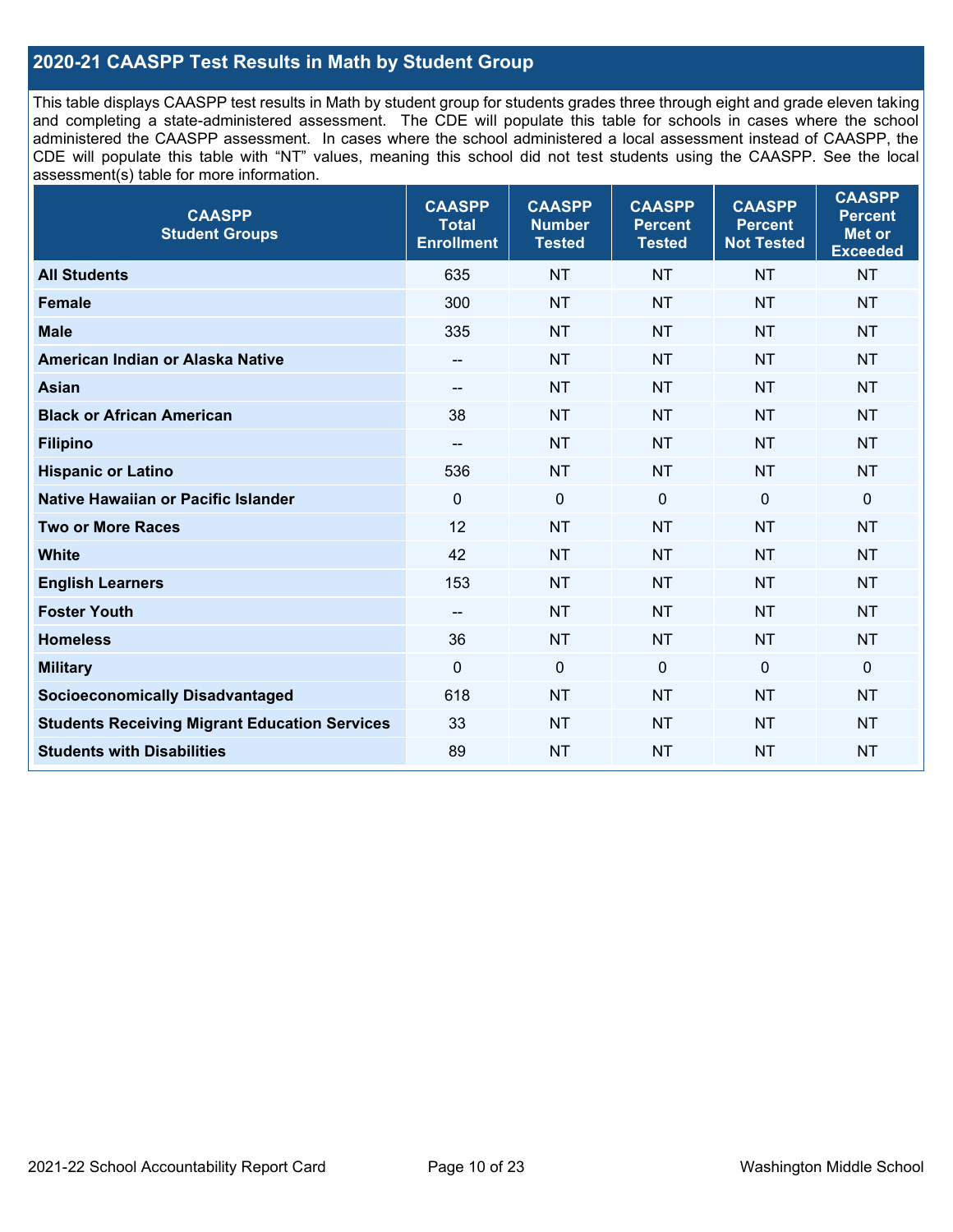## 2020-21 CAASPP Test Results in Math by Student Group

This table displays CAASPP test results in Math by student group for students grades three through eight and grade eleven taking and completing a state-administered assessment. The CDE will populate this table for schools in cases where the school administered the CAASPP assessment. In cases where the school administered a local assessment instead of CAASPP, the CDE will populate this table with "NT" values, meaning this school did not test students using the CAASPP. See the local assessment(s) table for more information.

| CAASPP Student Groups | CAASPP Total Enrollment | CAASPP Number Tested | CAASPP Percent Tested | CAASPP Percent Not Tested | CAASPP Percent Met or Exceeded |
|---|---|---|---|---|---|
| **All Students** | 635 | NT | NT | NT | NT |
| **Female** | 300 | NT | NT | NT | NT |
| **Male** | 335 | NT | NT | NT | NT |
| **American Indian or Alaska Native** | -- | NT | NT | NT | NT |
| **Asian** | -- | NT | NT | NT | NT |
| **Black or African American** | 38 | NT | NT | NT | NT |
| **Filipino** | -- | NT | NT | NT | NT |
| **Hispanic or Latino** | 536 | NT | NT | NT | NT |
| **Native Hawaiian or Pacific Islander** | 0 | 0 | 0 | 0 | 0 |
| **Two or More Races** | 12 | NT | NT | NT | NT |
| **White** | 42 | NT | NT | NT | NT |
| **English Learners** | 153 | NT | NT | NT | NT |
| **Foster Youth** | -- | NT | NT | NT | NT |
| **Homeless** | 36 | NT | NT | NT | NT |
| **Military** | 0 | 0 | 0 | 0 | 0 |
| **Socioeconomically Disadvantaged** | 618 | NT | NT | NT | NT |
| **Students Receiving Migrant Education Services** | 33 | NT | NT | NT | NT |
| **Students with Disabilities** | 89 | NT | NT | NT | NT |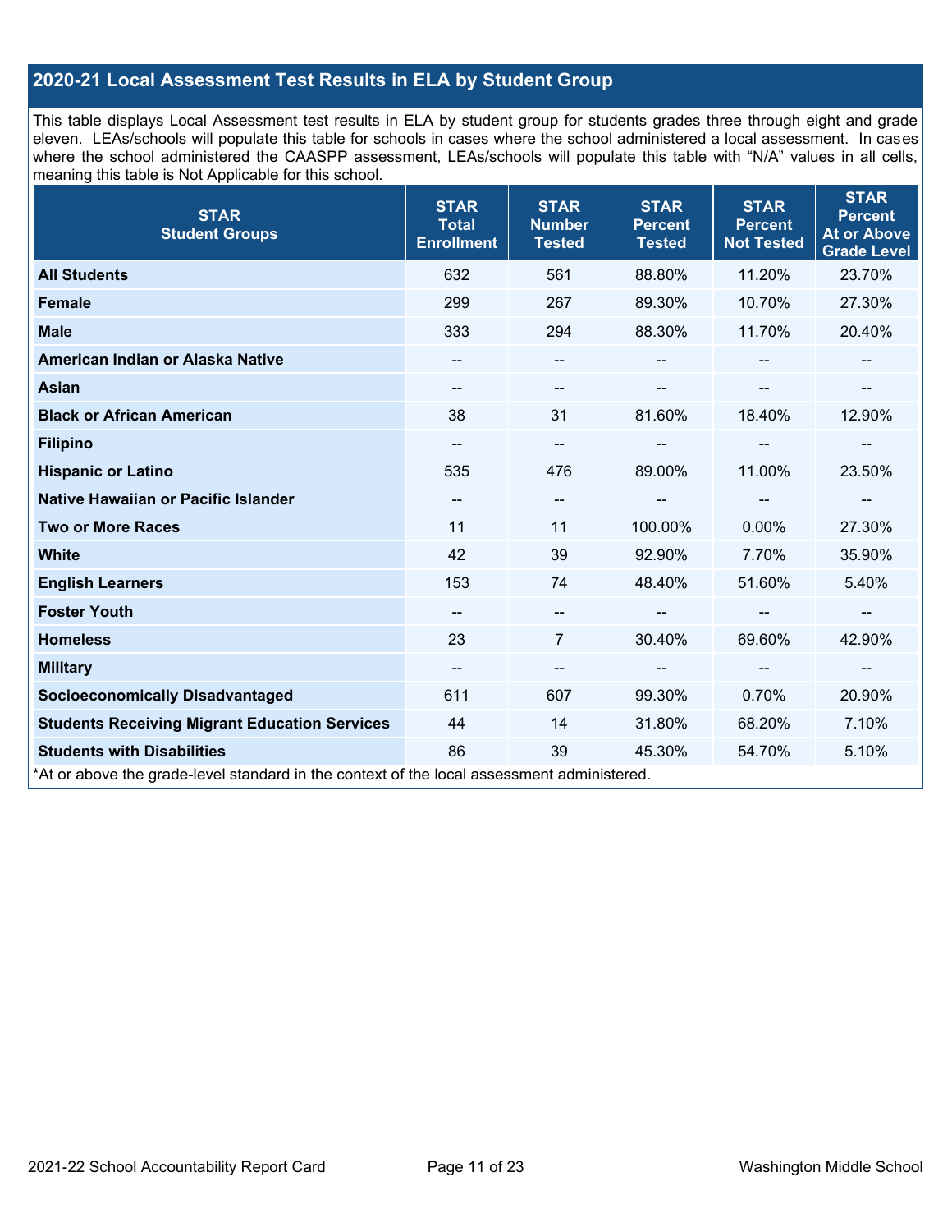## 2020-21 Local Assessment Test Results in ELA by Student Group

This table displays Local Assessment test results in ELA by student group for students grades three through eight and grade eleven. LEAs/schools will populate this table for schools in cases where the school administered a local assessment. In cases where the school administered the CAASPP assessment, LEAs/schools will populate this table with "N/A" values in all cells, meaning this table is Not Applicable for this school.

| STAR Student Groups | STAR Total Enrollment | STAR Number Tested | STAR Percent Tested | STAR Percent Not Tested | STAR Percent At or Above Grade Level |
|---|---|---|---|---|---|
| **All Students** | 632 | 561 | 88.80% | 11.20% | 23.70% |
| **Female** | 299 | 267 | 89.30% | 10.70% | 27.30% |
| **Male** | 333 | 294 | 88.30% | 11.70% | 20.40% |
| **American Indian or Alaska Native** | -- | -- | -- | -- | -- |
| **Asian** | -- | -- | -- | -- | -- |
| **Black or African American** | 38 | 31 | 81.60% | 18.40% | 12.90% |
| **Filipino** | -- | -- | -- | -- | -- |
| **Hispanic or Latino** | 535 | 476 | 89.00% | 11.00% | 23.50% |
| **Native Hawaiian or Pacific Islander** | -- | -- | -- | -- | -- |
| **Two or More Races** | 11 | 11 | 100.00% | 0.00% | 27.30% |
| **White** | 42 | 39 | 92.90% | 7.70% | 35.90% |
| **English Learners** | 153 | 74 | 48.40% | 51.60% | 5.40% |
| **Foster Youth** | -- | -- | -- | -- | -- |
| **Homeless** | 23 | 7 | 30.40% | 69.60% | 42.90% |
| **Military** | -- | -- | -- | -- | -- |
| **Socioeconomically Disadvantaged** | 611 | 607 | 99.30% | 0.70% | 20.90% |
| **Students Receiving Migrant Education Services** | 44 | 14 | 31.80% | 68.20% | 7.10% |
| **Students with Disabilities** | 86 | 39 | 45.30% | 54.70% | 5.10% |

*At or above the grade-level standard in the context of the local assessment administered.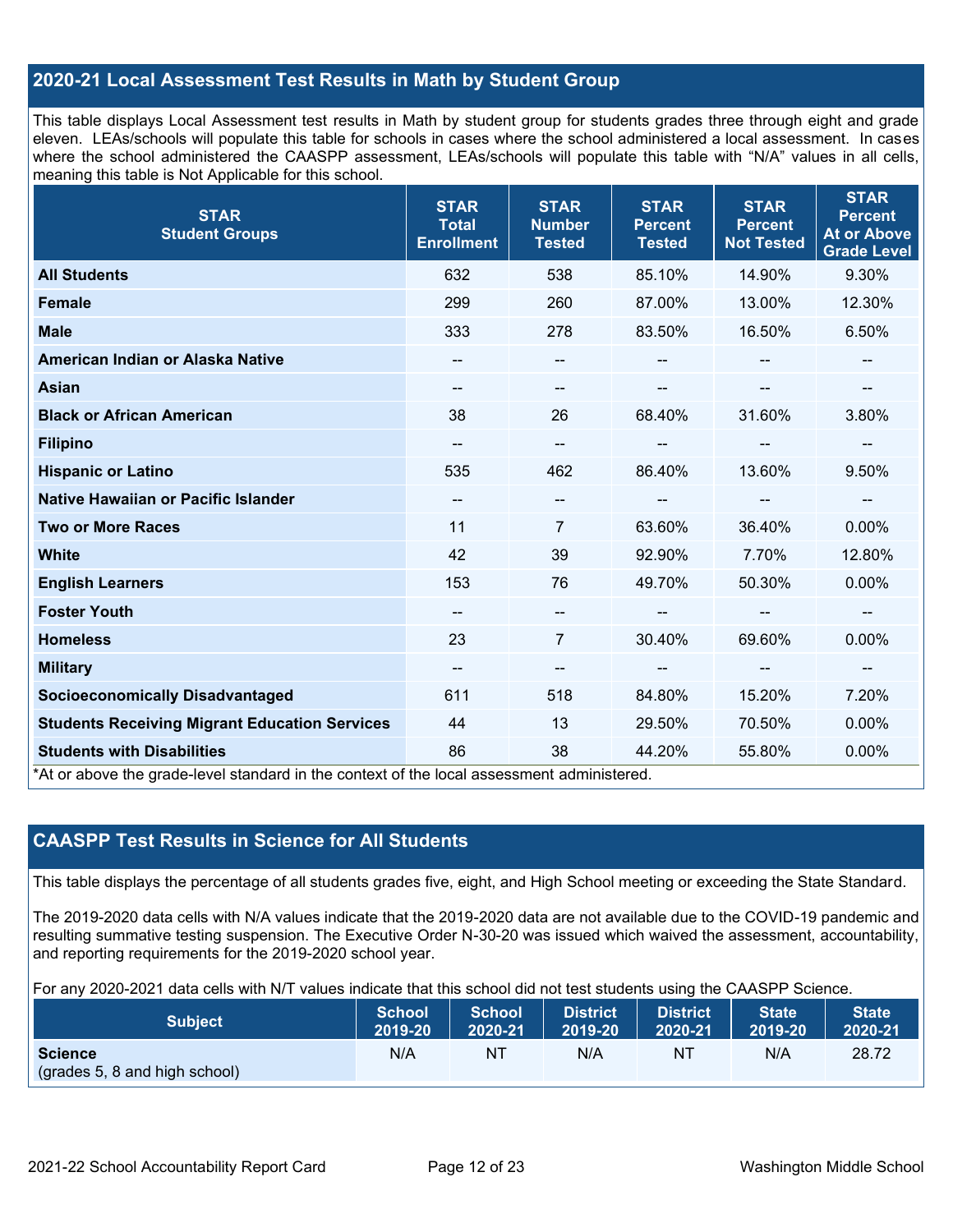## 2020-21 Local Assessment Test Results in Math by Student Group

This table displays Local Assessment test results in Math by student group for students grades three through eight and grade eleven. LEAs/schools will populate this table for schools in cases where the school administered a local assessment. In cases where the school administered the CAASPP assessment, LEAs/schools will populate this table with "N/A" values in all cells, meaning this table is Not Applicable for this school.

| STAR Student Groups | STAR Total Enrollment | STAR Number Tested | STAR Percent Tested | STAR Percent Not Tested | STAR Percent At or Above Grade Level |
|---|---|---|---|---|---|
| **All Students** | 632 | 538 | 85.10% | 14.90% | 9.30% |
| **Female** | 299 | 260 | 87.00% | 13.00% | 12.30% |
| **Male** | 333 | 278 | 83.50% | 16.50% | 6.50% |
| **American Indian or Alaska Native** | -- | -- | -- | -- | -- |
| **Asian** | -- | -- | -- | -- | -- |
| **Black or African American** | 38 | 26 | 68.40% | 31.60% | 3.80% |
| **Filipino** | -- | -- | -- | -- | -- |
| **Hispanic or Latino** | 535 | 462 | 86.40% | 13.60% | 9.50% |
| **Native Hawaiian or Pacific Islander** | -- | -- | -- | -- | -- |
| **Two or More Races** | 11 | 7 | 63.60% | 36.40% | 0.00% |
| **White** | 42 | 39 | 92.90% | 7.70% | 12.80% |
| **English Learners** | 153 | 76 | 49.70% | 50.30% | 0.00% |
| **Foster Youth** | -- | -- | -- | -- | -- |
| **Homeless** | 23 | 7 | 30.40% | 69.60% | 0.00% |
| **Military** | -- | -- | -- | -- | -- |
| **Socioeconomically Disadvantaged** | 611 | 518 | 84.80% | 15.20% | 7.20% |
| **Students Receiving Migrant Education Services** | 44 | 13 | 29.50% | 70.50% | 0.00% |
| **Students with Disabilities** | 86 | 38 | 44.20% | 55.80% | 0.00% |

*At or above the grade-level standard in the context of the local assessment administered.

## CAASPP Test Results in Science for All Students

This table displays the percentage of all students grades five, eight, and High School meeting or exceeding the State Standard.

The 2019-2020 data cells with N/A values indicate that the 2019-2020 data are not available due to the COVID-19 pandemic and resulting summative testing suspension. The Executive Order N-30-20 was issued which waived the assessment, accountability, and reporting requirements for the 2019-2020 school year.

For any 2020-2021 data cells with N/T values indicate that this school did not test students using the CAASPP Science.

| Subject | School 2019-20 | School 2020-21 | District 2019-20 | District 2020-21 | State 2019-20 | State 2020-21 |
|---|---|---|---|---|---|---|
| **Science** (grades 5, 8 and high school) | N/A | NT | N/A | NT | N/A | 28.72 |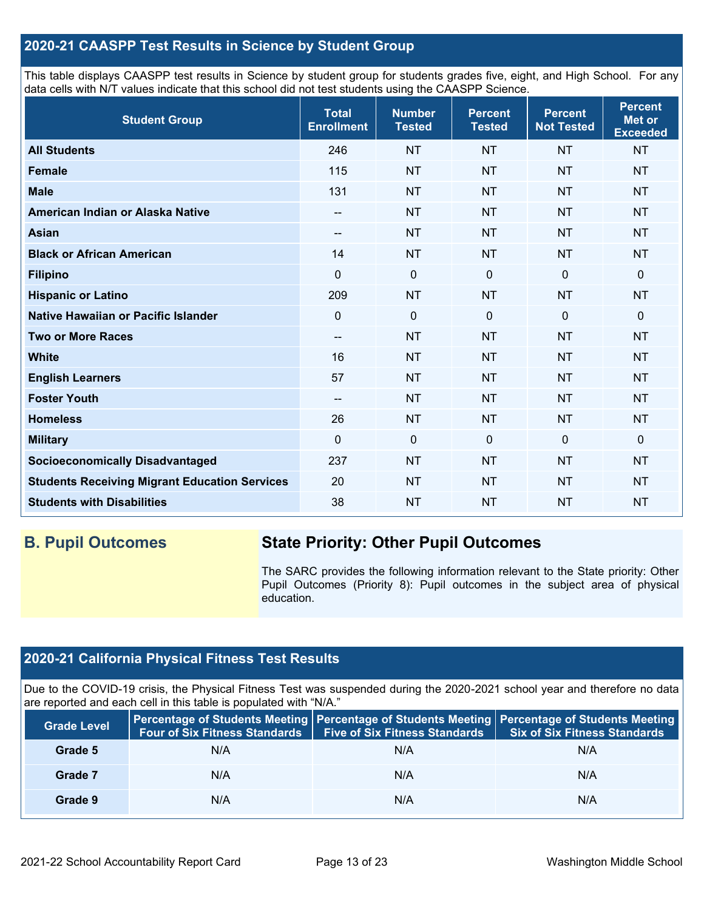## 2020-21 CAASPP Test Results in Science by Student Group

This table displays CAASPP test results in Science by student group for students grades five, eight, and High School. For any data cells with N/T values indicate that this school did not test students using the CAASPP Science.

| Student Group | Total Enrollment | Number Tested | Percent Tested | Percent Not Tested | Percent Met or Exceeded |
|---|---|---|---|---|---|
| **All Students** | 246 | NT | NT | NT | NT |
| **Female** | 115 | NT | NT | NT | NT |
| **Male** | 131 | NT | NT | NT | NT |
| **American Indian or Alaska Native** | -- | NT | NT | NT | NT |
| **Asian** | -- | NT | NT | NT | NT |
| **Black or African American** | 14 | NT | NT | NT | NT |
| **Filipino** | 0 | 0 | 0 | 0 | 0 |
| **Hispanic or Latino** | 209 | NT | NT | NT | NT |
| **Native Hawaiian or Pacific Islander** | 0 | 0 | 0 | 0 | 0 |
| **Two or More Races** | -- | NT | NT | NT | NT |
| **White** | 16 | NT | NT | NT | NT |
| **English Learners** | 57 | NT | NT | NT | NT |
| **Foster Youth** | -- | NT | NT | NT | NT |
| **Homeless** | 26 | NT | NT | NT | NT |
| **Military** | 0 | 0 | 0 | 0 | 0 |
| **Socioeconomically Disadvantaged** | 237 | NT | NT | NT | NT |
| **Students Receiving Migrant Education Services** | 20 | NT | NT | NT | NT |
| **Students with Disabilities** | 38 | NT | NT | NT | NT |

## B. Pupil Outcomes

### State Priority: Other Pupil Outcomes

The SARC provides the following information relevant to the State priority: Other Pupil Outcomes (Priority 8): Pupil outcomes in the subject area of physical education.

## 2020-21 California Physical Fitness Test Results

Due to the COVID-19 crisis, the Physical Fitness Test was suspended during the 2020-2021 school year and therefore no data are reported and each cell in this table is populated with "N/A."

| Grade Level | Percentage of Students Meeting Four of Six Fitness Standards | Percentage of Students Meeting Five of Six Fitness Standards | Percentage of Students Meeting Six of Six Fitness Standards |
|---|---|---|---|
| **Grade 5** | N/A | N/A | N/A |
| **Grade 7** | N/A | N/A | N/A |
| **Grade 9** | N/A | N/A | N/A |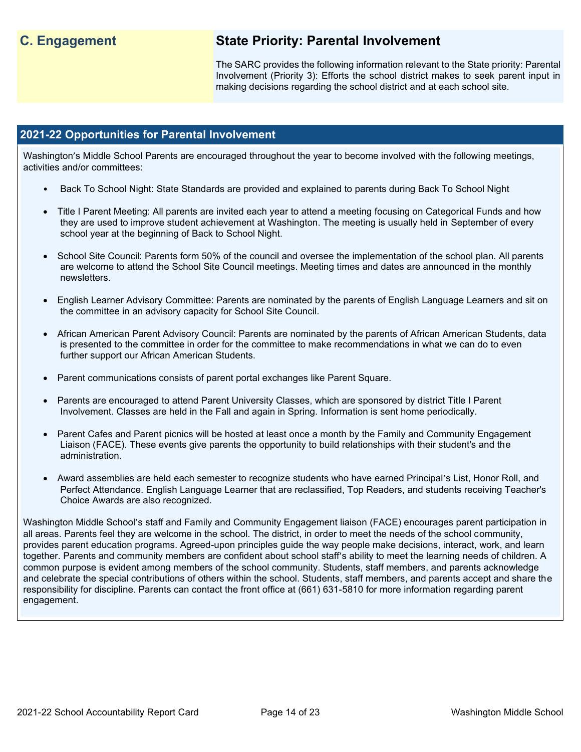## C. Engagement

## State Priority: Parental Involvement

The SARC provides the following information relevant to the State priority: Parental Involvement (Priority 3): Efforts the school district makes to seek parent input in making decisions regarding the school district and at each school site.

### 2021-22 Opportunities for Parental Involvement

Washington's Middle School Parents are encouraged throughout the year to become involved with the following meetings, activities and/or committees:

- Back To School Night: State Standards are provided and explained to parents during Back To School Night
- Title I Parent Meeting: All parents are invited each year to attend a meeting focusing on Categorical Funds and how they are used to improve student achievement at Washington. The meeting is usually held in September of every school year at the beginning of Back to School Night.
- School Site Council: Parents form 50% of the council and oversee the implementation of the school plan. All parents are welcome to attend the School Site Council meetings. Meeting times and dates are announced in the monthly newsletters.
- English Learner Advisory Committee: Parents are nominated by the parents of English Language Learners and sit on the committee in an advisory capacity for School Site Council.
- African American Parent Advisory Council: Parents are nominated by the parents of African American Students, data is presented to the committee in order for the committee to make recommendations in what we can do to even further support our African American Students.
- Parent communications consists of parent portal exchanges like Parent Square.
- Parents are encouraged to attend Parent University Classes, which are sponsored by district Title I Parent Involvement. Classes are held in the Fall and again in Spring. Information is sent home periodically.
- Parent Cafes and Parent picnics will be hosted at least once a month by the Family and Community Engagement Liaison (FACE). These events give parents the opportunity to build relationships with their student's and the administration.
- Award assemblies are held each semester to recognize students who have earned Principal's List, Honor Roll, and Perfect Attendance. English Language Learner that are reclassified, Top Readers, and students receiving Teacher's Choice Awards are also recognized.

Washington Middle School's staff and Family and Community Engagement liaison (FACE) encourages parent participation in all areas. Parents feel they are welcome in the school. The district, in order to meet the needs of the school community, provides parent education programs. Agreed-upon principles guide the way people make decisions, interact, work, and learn together. Parents and community members are confident about school staff's ability to meet the learning needs of children. A common purpose is evident among members of the school community. Students, staff members, and parents acknowledge and celebrate the special contributions of others within the school. Students, staff members, and parents accept and share the responsibility for discipline. Parents can contact the front office at (661) 631-5810 for more information regarding parent engagement.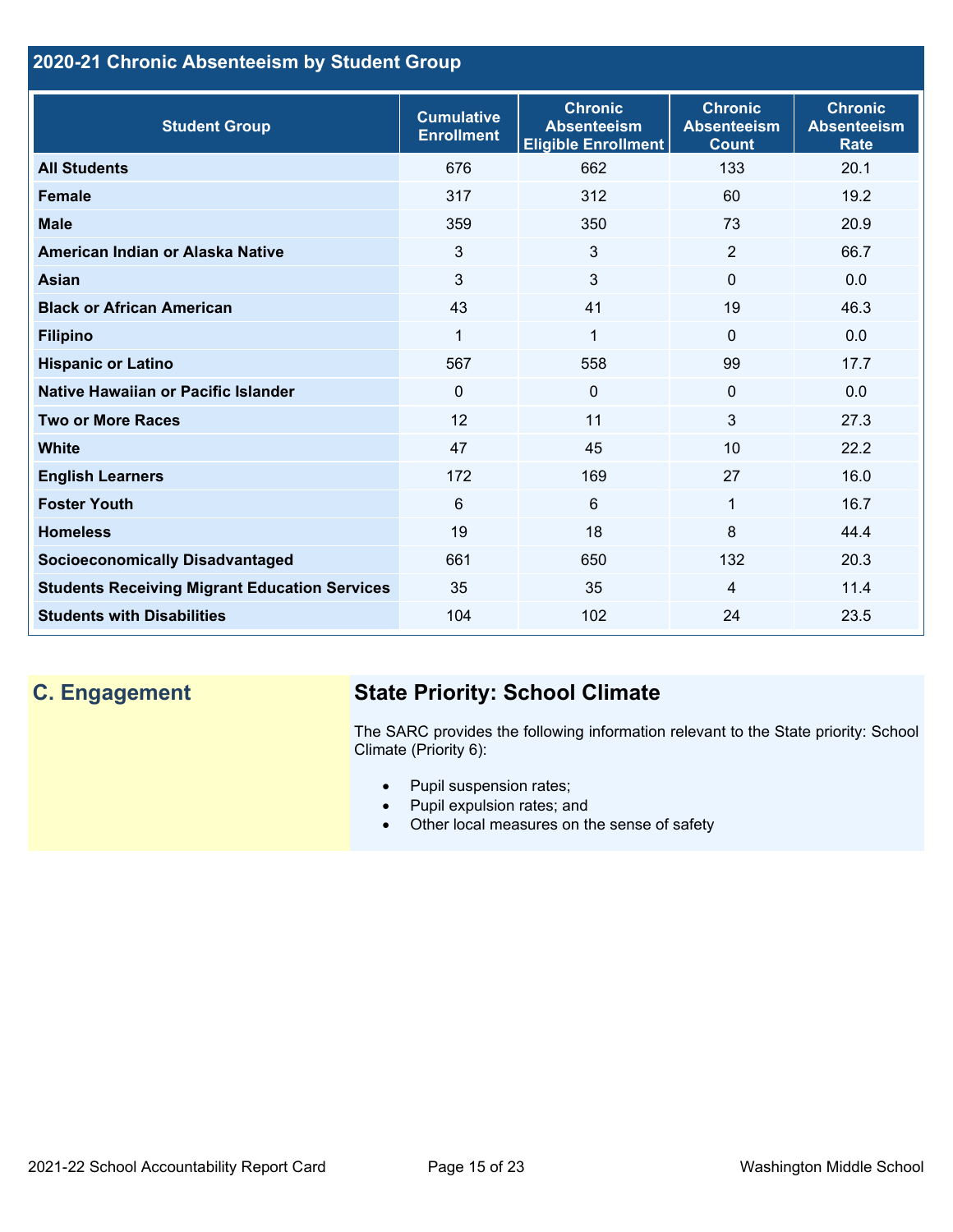## 2020-21 Chronic Absenteeism by Student Group

| Student Group | Cumulative Enrollment | Chronic Absenteeism Eligible Enrollment | Chronic Absenteeism Count | Chronic Absenteeism Rate |
|---|---|---|---|---|
| **All Students** | 676 | 662 | 133 | 20.1 |
| **Female** | 317 | 312 | 60 | 19.2 |
| **Male** | 359 | 350 | 73 | 20.9 |
| **American Indian or Alaska Native** | 3 | 3 | 2 | 66.7 |
| **Asian** | 3 | 3 | 0 | 0.0 |
| **Black or African American** | 43 | 41 | 19 | 46.3 |
| **Filipino** | 1 | 1 | 0 | 0.0 |
| **Hispanic or Latino** | 567 | 558 | 99 | 17.7 |
| **Native Hawaiian or Pacific Islander** | 0 | 0 | 0 | 0.0 |
| **Two or More Races** | 12 | 11 | 3 | 27.3 |
| **White** | 47 | 45 | 10 | 22.2 |
| **English Learners** | 172 | 169 | 27 | 16.0 |
| **Foster Youth** | 6 | 6 | 1 | 16.7 |
| **Homeless** | 19 | 18 | 8 | 44.4 |
| **Socioeconomically Disadvantaged** | 661 | 650 | 132 | 20.3 |
| **Students Receiving Migrant Education Services** | 35 | 35 | 4 | 11.4 |
| **Students with Disabilities** | 104 | 102 | 24 | 23.5 |

## C. Engagement

### State Priority: School Climate

The SARC provides the following information relevant to the State priority: School Climate (Priority 6):

- Pupil suspension rates;
- Pupil expulsion rates; and
- Other local measures on the sense of safety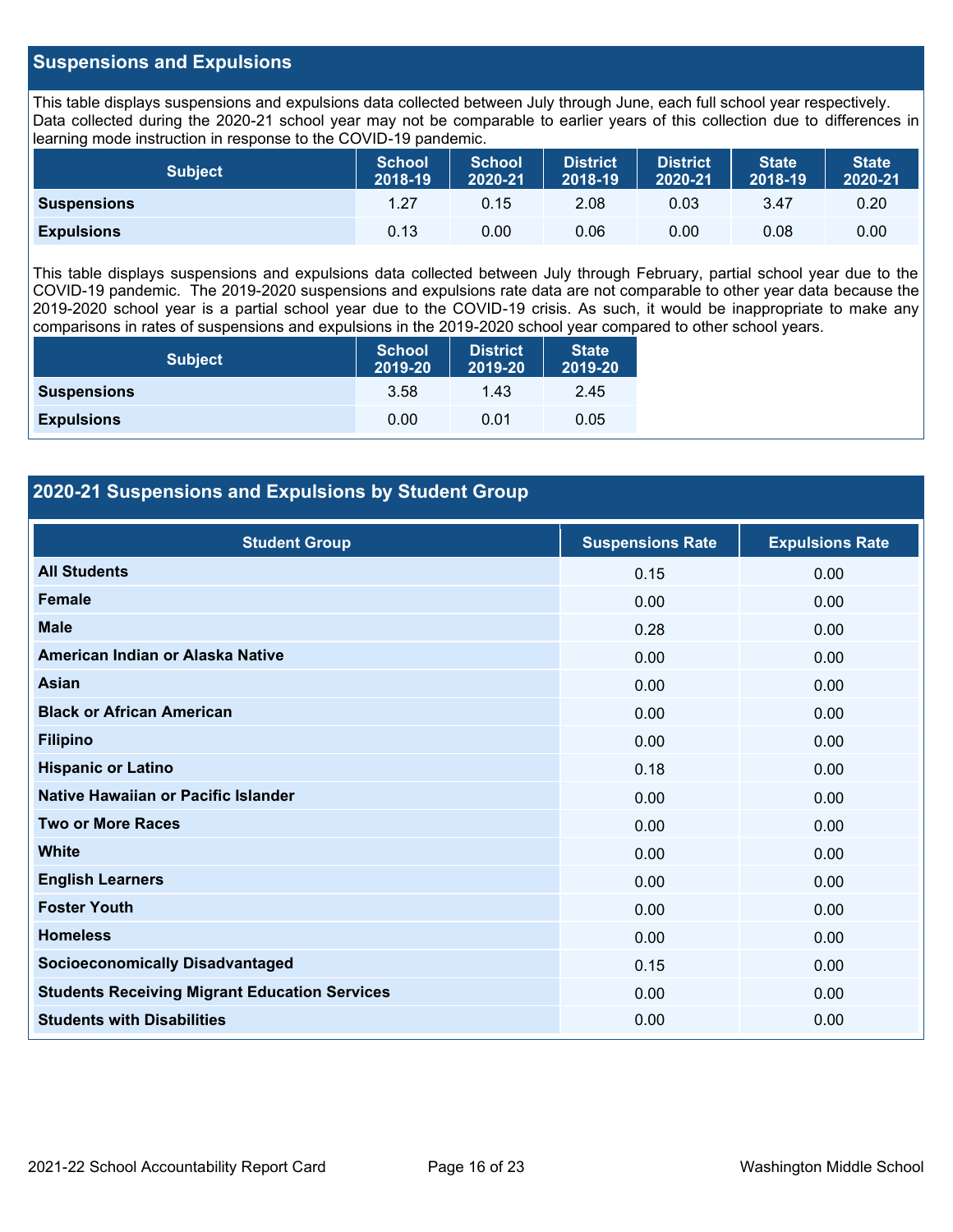## Suspensions and Expulsions

This table displays suspensions and expulsions data collected between July through June, each full school year respectively. Data collected during the 2020-21 school year may not be comparable to earlier years of this collection due to differences in learning mode instruction in response to the COVID-19 pandemic.

| Subject | School 2018-19 | School 2020-21 | District 2018-19 | District 2020-21 | State 2018-19 | State 2020-21 |
|---|---|---|---|---|---|---|
| **Suspensions** | 1.27 | 0.15 | 2.08 | 0.03 | 3.47 | 0.20 |
| **Expulsions** | 0.13 | 0.00 | 0.06 | 0.00 | 0.08 | 0.00 |

This table displays suspensions and expulsions data collected between July through February, partial school year due to the COVID-19 pandemic. The 2019-2020 suspensions and expulsions rate data are not comparable to other year data because the 2019-2020 school year is a partial school year due to the COVID-19 crisis. As such, it would be inappropriate to make any comparisons in rates of suspensions and expulsions in the 2019-2020 school year compared to other school years.

| Subject | School 2019-20 | District 2019-20 | State 2019-20 |
|---|---|---|---|
| **Suspensions** | 3.58 | 1.43 | 2.45 |
| **Expulsions** | 0.00 | 0.01 | 0.05 |

## 2020-21 Suspensions and Expulsions by Student Group

| Student Group | Suspensions Rate | Expulsions Rate |
|---|---|---|
| **All Students** | 0.15 | 0.00 |
| **Female** | 0.00 | 0.00 |
| **Male** | 0.28 | 0.00 |
| **American Indian or Alaska Native** | 0.00 | 0.00 |
| **Asian** | 0.00 | 0.00 |
| **Black or African American** | 0.00 | 0.00 |
| **Filipino** | 0.00 | 0.00 |
| **Hispanic or Latino** | 0.18 | 0.00 |
| **Native Hawaiian or Pacific Islander** | 0.00 | 0.00 |
| **Two or More Races** | 0.00 | 0.00 |
| **White** | 0.00 | 0.00 |
| **English Learners** | 0.00 | 0.00 |
| **Foster Youth** | 0.00 | 0.00 |
| **Homeless** | 0.00 | 0.00 |
| **Socioeconomically Disadvantaged** | 0.15 | 0.00 |
| **Students Receiving Migrant Education Services** | 0.00 | 0.00 |
| **Students with Disabilities** | 0.00 | 0.00 |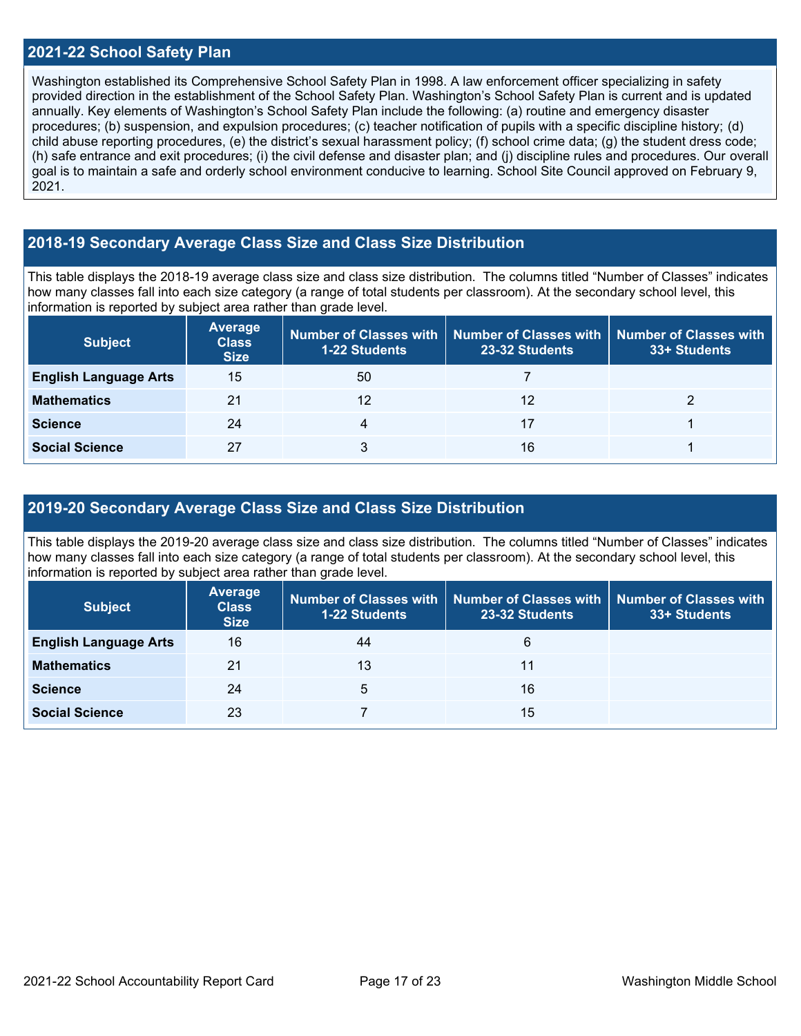## 2021-22 School Safety Plan

Washington established its Comprehensive School Safety Plan in 1998. A law enforcement officer specializing in safety provided direction in the establishment of the School Safety Plan. Washington's School Safety Plan is current and is updated annually. Key elements of Washington's School Safety Plan include the following: (a) routine and emergency disaster procedures; (b) suspension, and expulsion procedures; (c) teacher notification of pupils with a specific discipline history; (d) child abuse reporting procedures, (e) the district's sexual harassment policy; (f) school crime data; (g) the student dress code; (h) safe entrance and exit procedures; (i) the civil defense and disaster plan; and (j) discipline rules and procedures. Our overall goal is to maintain a safe and orderly school environment conducive to learning. School Site Council approved on February 9, 2021.

## 2018-19 Secondary Average Class Size and Class Size Distribution

This table displays the 2018-19 average class size and class size distribution. The columns titled "Number of Classes" indicates how many classes fall into each size category (a range of total students per classroom). At the secondary school level, this information is reported by subject area rather than grade level.

| Subject | Average Class Size | Number of Classes with 1-22 Students | Number of Classes with 23-32 Students | Number of Classes with 33+ Students |
|---|---|---|---|---|
| **English Language Arts** | 15 | 50 | 7 | |
| **Mathematics** | 21 | 12 | 12 | 2 |
| **Science** | 24 | 4 | 17 | 1 |
| **Social Science** | 27 | 3 | 16 | 1 |

## 2019-20 Secondary Average Class Size and Class Size Distribution

This table displays the 2019-20 average class size and class size distribution. The columns titled "Number of Classes" indicates how many classes fall into each size category (a range of total students per classroom). At the secondary school level, this information is reported by subject area rather than grade level.

| Subject | Average Class Size | Number of Classes with 1-22 Students | Number of Classes with 23-32 Students | Number of Classes with 33+ Students |
|---|---|---|---|---|
| **English Language Arts** | 16 | 44 | 6 | |
| **Mathematics** | 21 | 13 | 11 | |
| **Science** | 24 | 5 | 16 | |
| **Social Science** | 23 | 7 | 15 | |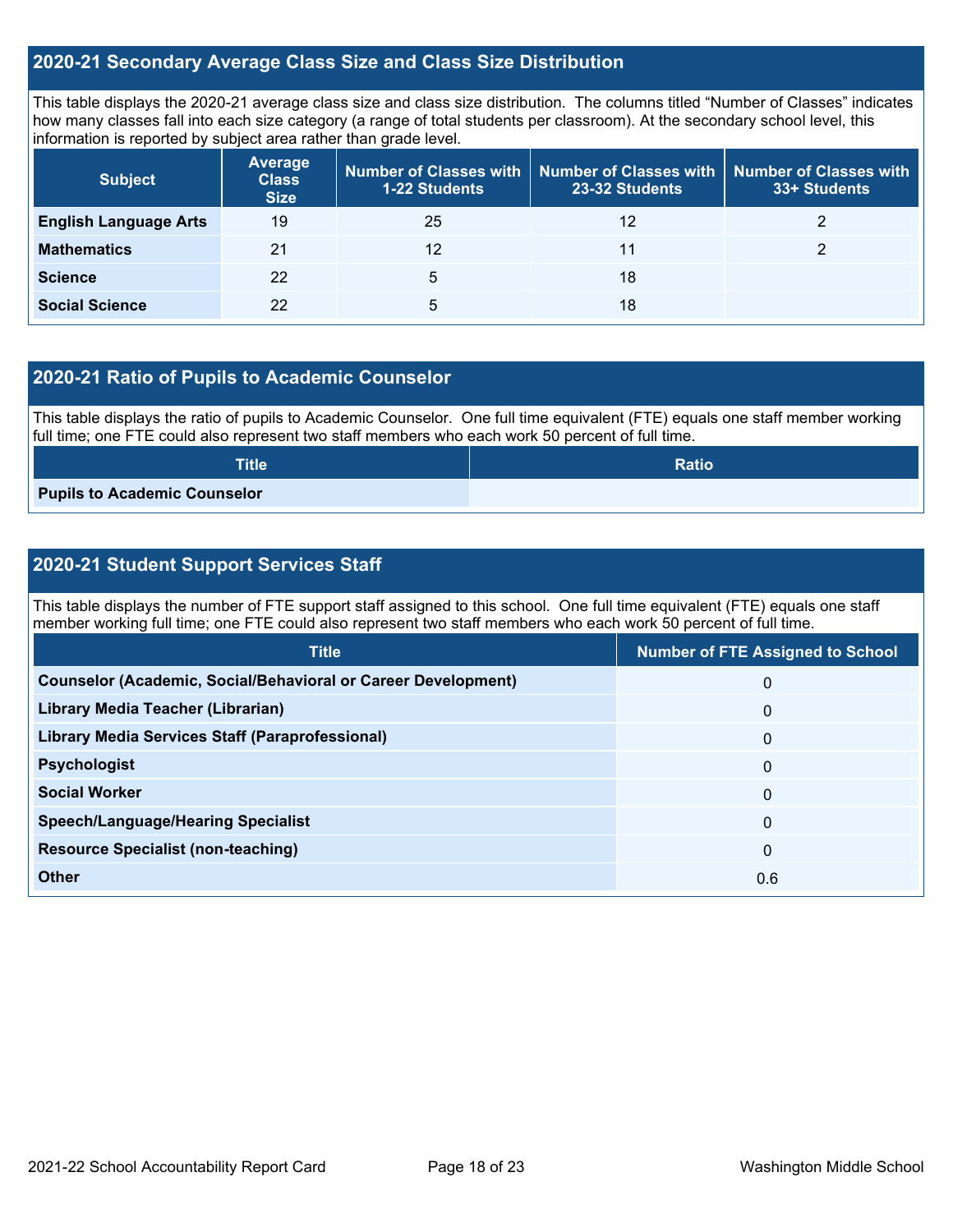## 2020-21 Secondary Average Class Size and Class Size Distribution

This table displays the 2020-21 average class size and class size distribution. The columns titled "Number of Classes" indicates how many classes fall into each size category (a range of total students per classroom). At the secondary school level, this information is reported by subject area rather than grade level.

| Subject | Average Class Size | Number of Classes with 1-22 Students | Number of Classes with 23-32 Students | Number of Classes with 33+ Students |
|---|---|---|---|---|
| **English Language Arts** | 19 | 25 | 12 | 2 |
| **Mathematics** | 21 | 12 | 11 | 2 |
| **Science** | 22 | 5 | 18 | |
| **Social Science** | 22 | 5 | 18 | |

## 2020-21 Ratio of Pupils to Academic Counselor

This table displays the ratio of pupils to Academic Counselor. One full time equivalent (FTE) equals one staff member working full time; one FTE could also represent two staff members who each work 50 percent of full time.

| Title | Ratio |
|---|---|
| **Pupils to Academic Counselor** | |

## 2020-21 Student Support Services Staff

This table displays the number of FTE support staff assigned to this school. One full time equivalent (FTE) equals one staff member working full time; one FTE could also represent two staff members who each work 50 percent of full time.

| Title | Number of FTE Assigned to School |
|---|---|
| **Counselor (Academic, Social/Behavioral or Career Development)** | 0 |
| **Library Media Teacher (Librarian)** | 0 |
| **Library Media Services Staff (Paraprofessional)** | 0 |
| **Psychologist** | 0 |
| **Social Worker** | 0 |
| **Speech/Language/Hearing Specialist** | 0 |
| **Resource Specialist (non-teaching)** | 0 |
| **Other** | 0.6 |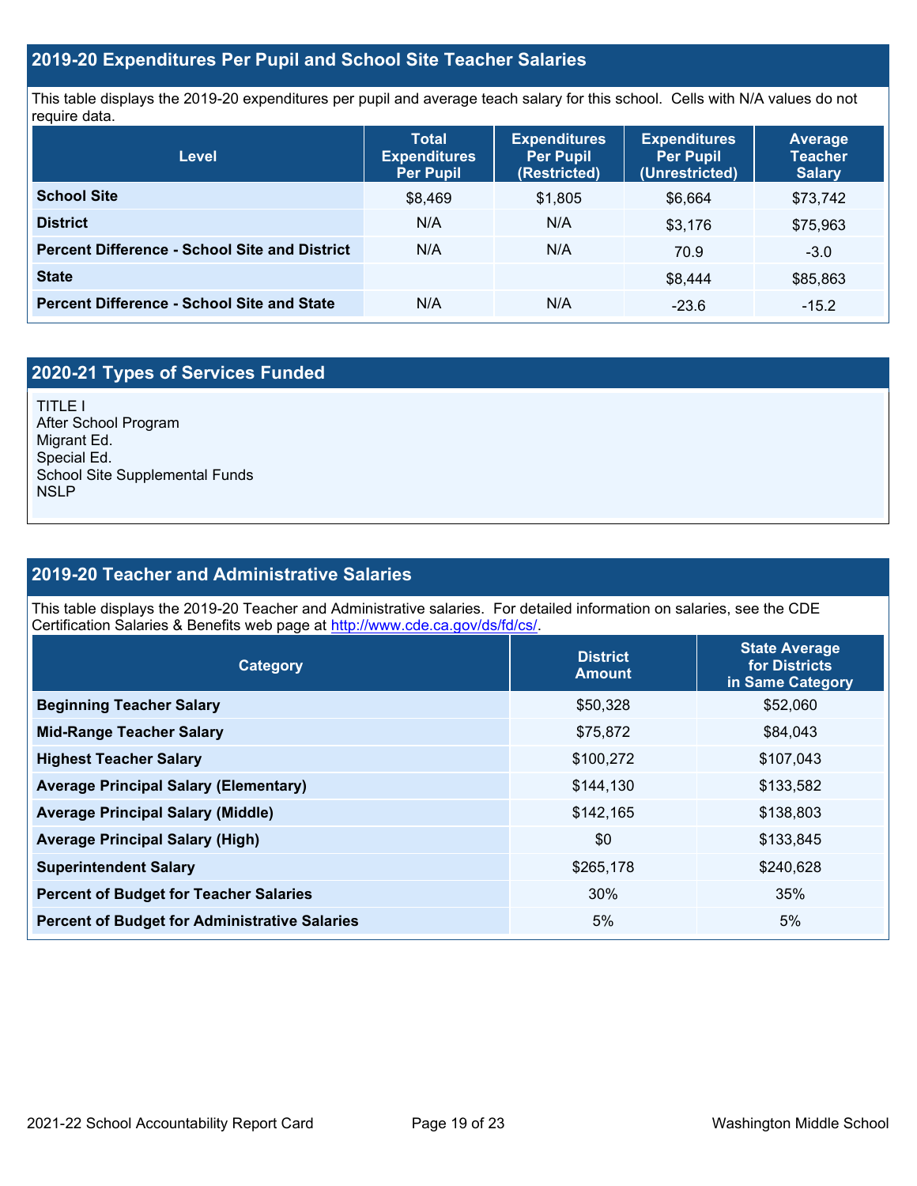## 2019-20 Expenditures Per Pupil and School Site Teacher Salaries

This table displays the 2019-20 expenditures per pupil and average teach salary for this school. Cells with N/A values do not require data.

| Level | Total Expenditures Per Pupil | Expenditures Per Pupil (Restricted) | Expenditures Per Pupil (Unrestricted) | Average Teacher Salary |
|---|---|---|---|---|
| **School Site** | $8,469 | $1,805 | $6,664 | $73,742 |
| **District** | N/A | N/A | $3,176 | $75,963 |
| **Percent Difference - School Site and District** | N/A | N/A | 70.9 | -3.0 |
| **State** | | | $8,444 | $85,863 |
| **Percent Difference - School Site and State** | N/A | N/A | -23.6 | -15.2 |

## 2020-21 Types of Services Funded

TITLE I
After School Program
Migrant Ed.
Special Ed.
School Site Supplemental Funds
NSLP

## 2019-20 Teacher and Administrative Salaries

This table displays the 2019-20 Teacher and Administrative salaries. For detailed information on salaries, see the CDE Certification Salaries & Benefits web page at http://www.cde.ca.gov/ds/fd/cs/.

| Category | District Amount | State Average for Districts in Same Category |
|---|---|---|
| **Beginning Teacher Salary** | $50,328 | $52,060 |
| **Mid-Range Teacher Salary** | $75,872 | $84,043 |
| **Highest Teacher Salary** | $100,272 | $107,043 |
| **Average Principal Salary (Elementary)** | $144,130 | $133,582 |
| **Average Principal Salary (Middle)** | $142,165 | $138,803 |
| **Average Principal Salary (High)** | $0 | $133,845 |
| **Superintendent Salary** | $265,178 | $240,628 |
| **Percent of Budget for Teacher Salaries** | 30% | 35% |
| **Percent of Budget for Administrative Salaries** | 5% | 5% |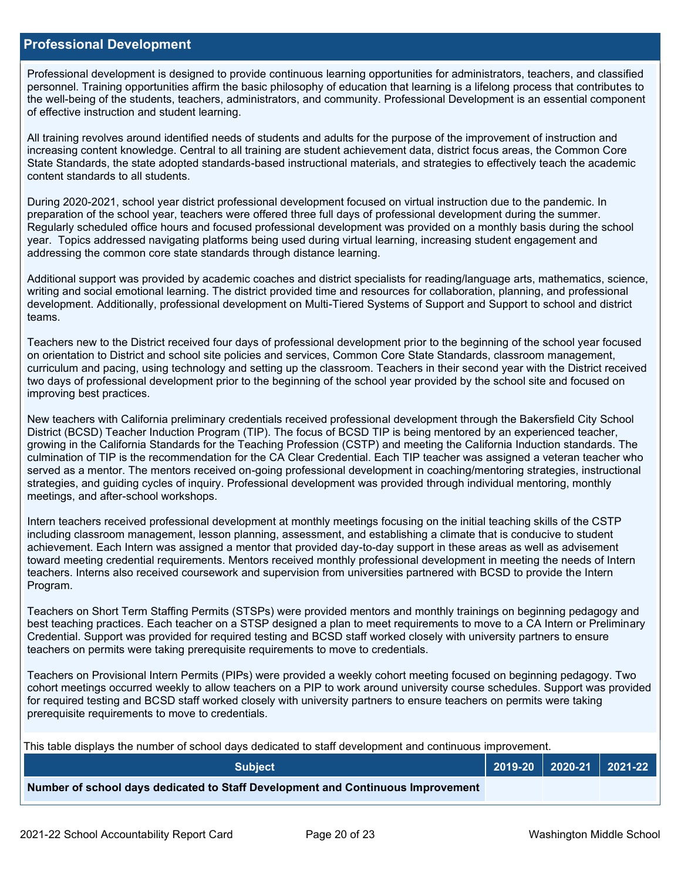## Professional Development

Professional development is designed to provide continuous learning opportunities for administrators, teachers, and classified personnel. Training opportunities affirm the basic philosophy of education that learning is a lifelong process that contributes to the well-being of the students, teachers, administrators, and community. Professional Development is an essential component of effective instruction and student learning.

All training revolves around identified needs of students and adults for the purpose of the improvement of instruction and increasing content knowledge. Central to all training are student achievement data, district focus areas, the Common Core State Standards, the state adopted standards-based instructional materials, and strategies to effectively teach the academic content standards to all students.

During 2020-2021, school year district professional development focused on virtual instruction due to the pandemic. In preparation of the school year, teachers were offered three full days of professional development during the summer. Regularly scheduled office hours and focused professional development was provided on a monthly basis during the school year. Topics addressed navigating platforms being used during virtual learning, increasing student engagement and addressing the common core state standards through distance learning.

Additional support was provided by academic coaches and district specialists for reading/language arts, mathematics, science, writing and social emotional learning. The district provided time and resources for collaboration, planning, and professional development. Additionally, professional development on Multi-Tiered Systems of Support and Support to school and district teams.

Teachers new to the District received four days of professional development prior to the beginning of the school year focused on orientation to District and school site policies and services, Common Core State Standards, classroom management, curriculum and pacing, using technology and setting up the classroom. Teachers in their second year with the District received two days of professional development prior to the beginning of the school year provided by the school site and focused on improving best practices.

New teachers with California preliminary credentials received professional development through the Bakersfield City School District (BCSD) Teacher Induction Program (TIP). The focus of BCSD TIP is being mentored by an experienced teacher, growing in the California Standards for the Teaching Profession (CSTP) and meeting the California Induction standards. The culmination of TIP is the recommendation for the CA Clear Credential. Each TIP teacher was assigned a veteran teacher who served as a mentor. The mentors received on-going professional development in coaching/mentoring strategies, instructional strategies, and guiding cycles of inquiry. Professional development was provided through individual mentoring, monthly meetings, and after-school workshops.

Intern teachers received professional development at monthly meetings focusing on the initial teaching skills of the CSTP including classroom management, lesson planning, assessment, and establishing a climate that is conducive to student achievement. Each Intern was assigned a mentor that provided day-to-day support in these areas as well as advisement toward meeting credential requirements. Mentors received monthly professional development in meeting the needs of Intern teachers. Interns also received coursework and supervision from universities partnered with BCSD to provide the Intern Program.

Teachers on Short Term Staffing Permits (STSPs) were provided mentors and monthly trainings on beginning pedagogy and best teaching practices. Each teacher on a STSP designed a plan to meet requirements to move to a CA Intern or Preliminary Credential. Support was provided for required testing and BCSD staff worked closely with university partners to ensure teachers on permits were taking prerequisite requirements to move to credentials.

Teachers on Provisional Intern Permits (PIPs) were provided a weekly cohort meeting focused on beginning pedagogy. Two cohort meetings occurred weekly to allow teachers on a PIP to work around university course schedules. Support was provided for required testing and BCSD staff worked closely with university partners to ensure teachers on permits were taking prerequisite requirements to move to credentials.

This table displays the number of school days dedicated to staff development and continuous improvement.

| Subject | 2019-20 | 2020-21 | 2021-22 |
|---|---|---|---|
| **Number of school days dedicated to Staff Development and Continuous Improvement** | | | |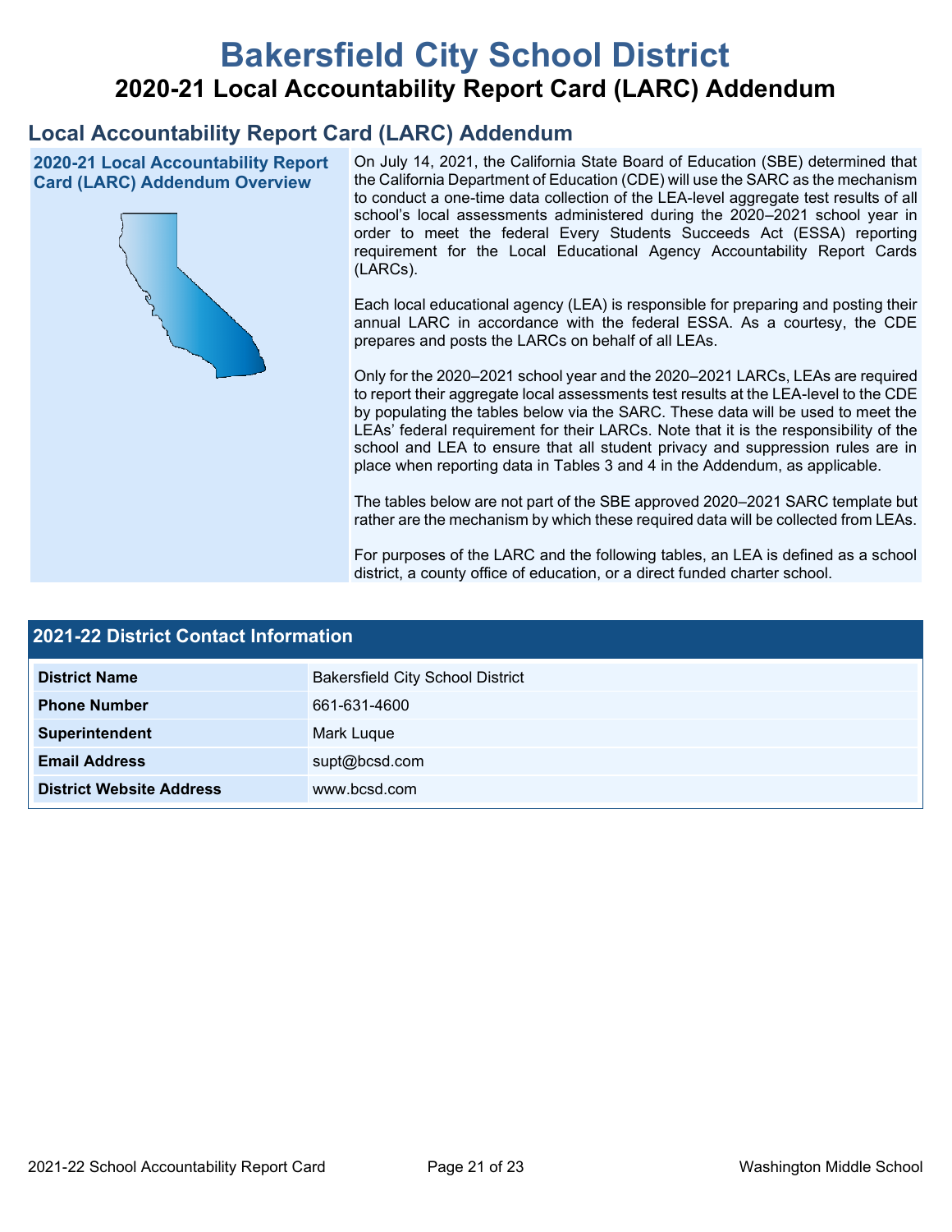# Bakersfield City School District

## 2020-21 Local Accountability Report Card (LARC) Addendum

## Local Accountability Report Card (LARC) Addendum

### 2020-21 Local Accountability Report Card (LARC) Addendum Overview

On July 14, 2021, the California State Board of Education (SBE) determined that the California Department of Education (CDE) will use the SARC as the mechanism to conduct a one-time data collection of the LEA-level aggregate test results of all school's local assessments administered during the 2020–2021 school year in order to meet the federal Every Students Succeeds Act (ESSA) reporting requirement for the Local Educational Agency Accountability Report Cards (LARCs).

Each local educational agency (LEA) is responsible for preparing and posting their annual LARC in accordance with the federal ESSA. As a courtesy, the CDE prepares and posts the LARCs on behalf of all LEAs.

Only for the 2020–2021 school year and the 2020–2021 LARCs, LEAs are required to report their aggregate local assessments test results at the LEA-level to the CDE by populating the tables below via the SARC. These data will be used to meet the LEAs' federal requirement for their LARCs. Note that it is the responsibility of the school and LEA to ensure that all student privacy and suppression rules are in place when reporting data in Tables 3 and 4 in the Addendum, as applicable.

The tables below are not part of the SBE approved 2020–2021 SARC template but rather are the mechanism by which these required data will be collected from LEAs.

For purposes of the LARC and the following tables, an LEA is defined as a school district, a county office of education, or a direct funded charter school.

| 2021-22 District Contact Information | |
|---|---|
| **District Name** | Bakersfield City School District |
| **Phone Number** | 661-631-4600 |
| **Superintendent** | Mark Luque |
| **Email Address** | supt@bcsd.com |
| **District Website Address** | www.bcsd.com |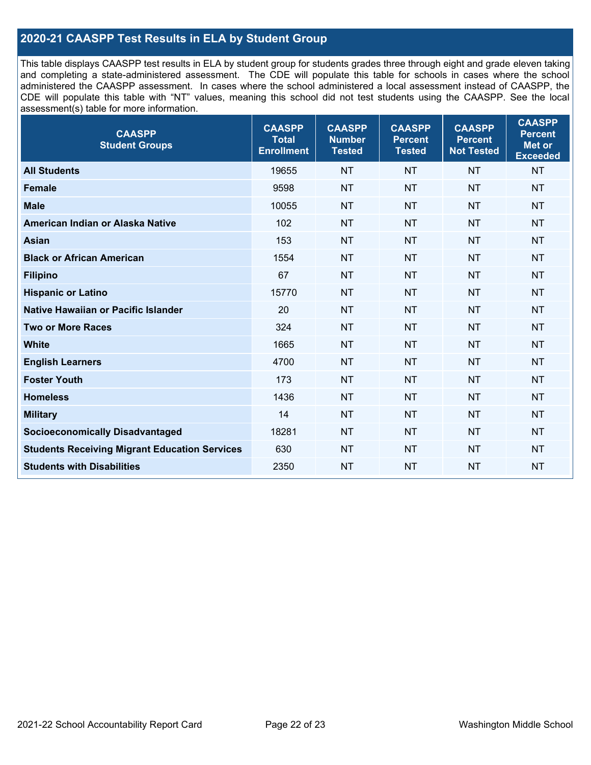## 2020-21 CAASPP Test Results in ELA by Student Group

This table displays CAASPP test results in ELA by student group for students grades three through eight and grade eleven taking and completing a state-administered assessment. The CDE will populate this table for schools in cases where the school administered the CAASPP assessment. In cases where the school administered a local assessment instead of CAASPP, the CDE will populate this table with “NT” values, meaning this school did not test students using the CAASPP. See the local assessment(s) table for more information.

| CAASPP Student Groups | CAASPP Total Enrollment | CAASPP Number Tested | CAASPP Percent Tested | CAASPP Percent Not Tested | CAASPP Percent Met or Exceeded |
|---|---|---|---|---|---|
| **All Students** | 19655 | NT | NT | NT | NT |
| **Female** | 9598 | NT | NT | NT | NT |
| **Male** | 10055 | NT | NT | NT | NT |
| **American Indian or Alaska Native** | 102 | NT | NT | NT | NT |
| **Asian** | 153 | NT | NT | NT | NT |
| **Black or African American** | 1554 | NT | NT | NT | NT |
| **Filipino** | 67 | NT | NT | NT | NT |
| **Hispanic or Latino** | 15770 | NT | NT | NT | NT |
| **Native Hawaiian or Pacific Islander** | 20 | NT | NT | NT | NT |
| **Two or More Races** | 324 | NT | NT | NT | NT |
| **White** | 1665 | NT | NT | NT | NT |
| **English Learners** | 4700 | NT | NT | NT | NT |
| **Foster Youth** | 173 | NT | NT | NT | NT |
| **Homeless** | 1436 | NT | NT | NT | NT |
| **Military** | 14 | NT | NT | NT | NT |
| **Socioeconomically Disadvantaged** | 18281 | NT | NT | NT | NT |
| **Students Receiving Migrant Education Services** | 630 | NT | NT | NT | NT |
| **Students with Disabilities** | 2350 | NT | NT | NT | NT |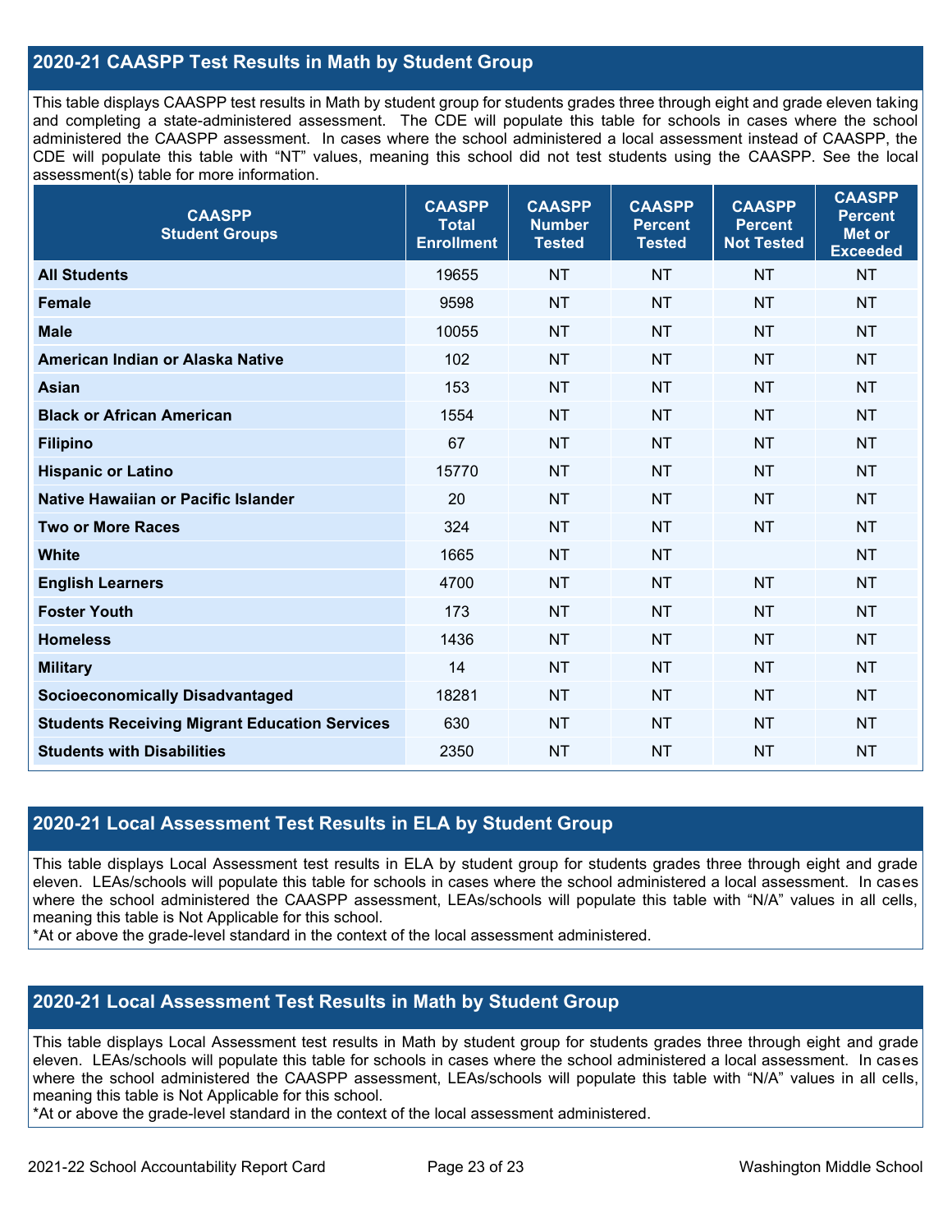## 2020-21 CAASPP Test Results in Math by Student Group

This table displays CAASPP test results in Math by student group for students grades three through eight and grade eleven taking and completing a state-administered assessment. The CDE will populate this table for schools in cases where the school administered the CAASPP assessment. In cases where the school administered a local assessment instead of CAASPP, the CDE will populate this table with "NT" values, meaning this school did not test students using the CAASPP. See the local assessment(s) table for more information.

| CAASPP Student Groups | CAASPP Total Enrollment | CAASPP Number Tested | CAASPP Percent Tested | CAASPP Percent Not Tested | CAASPP Percent Met or Exceeded |
|---|---|---|---|---|---|
| **All Students** | 19655 | NT | NT | NT | NT |
| **Female** | 9598 | NT | NT | NT | NT |
| **Male** | 10055 | NT | NT | NT | NT |
| **American Indian or Alaska Native** | 102 | NT | NT | NT | NT |
| **Asian** | 153 | NT | NT | NT | NT |
| **Black or African American** | 1554 | NT | NT | NT | NT |
| **Filipino** | 67 | NT | NT | NT | NT |
| **Hispanic or Latino** | 15770 | NT | NT | NT | NT |
| **Native Hawaiian or Pacific Islander** | 20 | NT | NT | NT | NT |
| **Two or More Races** | 324 | NT | NT | NT | NT |
| **White** | 1665 | NT | NT | | NT |
| **English Learners** | 4700 | NT | NT | NT | NT |
| **Foster Youth** | 173 | NT | NT | NT | NT |
| **Homeless** | 1436 | NT | NT | NT | NT |
| **Military** | 14 | NT | NT | NT | NT |
| **Socioeconomically Disadvantaged** | 18281 | NT | NT | NT | NT |
| **Students Receiving Migrant Education Services** | 630 | NT | NT | NT | NT |
| **Students with Disabilities** | 2350 | NT | NT | NT | NT |

## 2020-21 Local Assessment Test Results in ELA by Student Group

This table displays Local Assessment test results in ELA by student group for students grades three through eight and grade eleven. LEAs/schools will populate this table for schools in cases where the school administered a local assessment. In cases where the school administered the CAASPP assessment, LEAs/schools will populate this table with "N/A" values in all cells, meaning this table is Not Applicable for this school.

*At or above the grade-level standard in the context of the local assessment administered.

## 2020-21 Local Assessment Test Results in Math by Student Group

This table displays Local Assessment test results in Math by student group for students grades three through eight and grade eleven. LEAs/schools will populate this table for schools in cases where the school administered a local assessment. In cases where the school administered the CAASPP assessment, LEAs/schools will populate this table with "N/A" values in all cells, meaning this table is Not Applicable for this school.

*At or above the grade-level standard in the context of the local assessment administered.